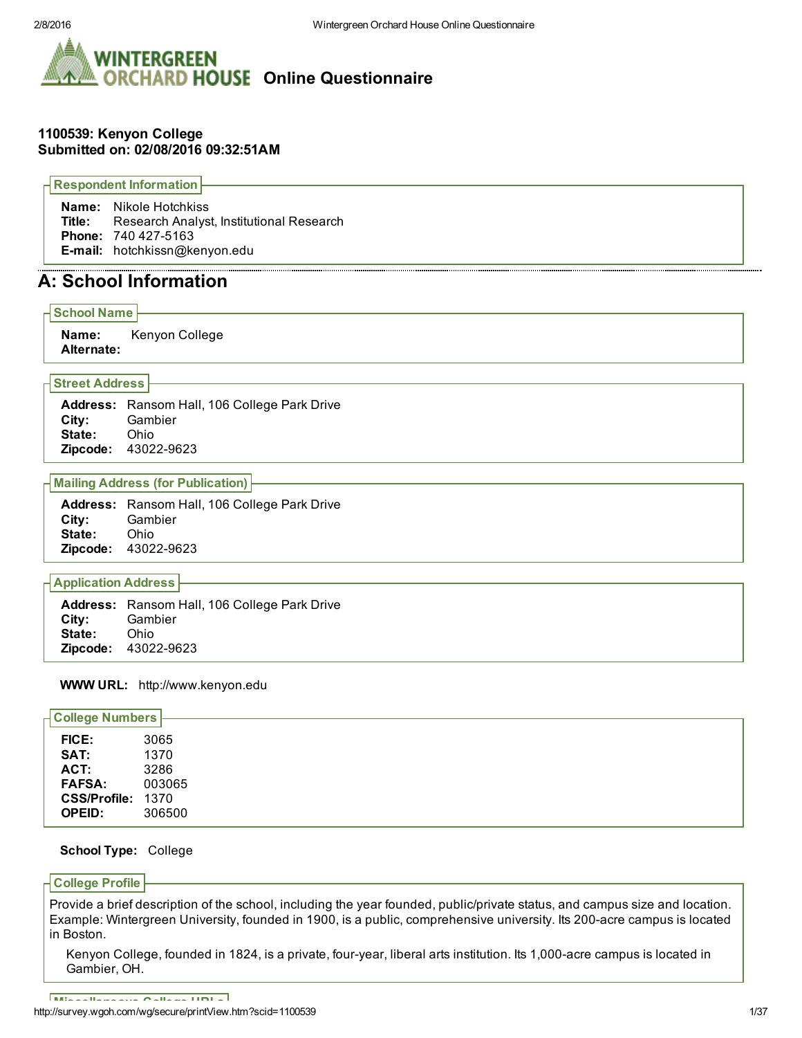# Online Questionnaire

**1100539: Kenyon College**
**Submitted on: 02/08/2016 09:32:51AM**

## Respondent Information

**Name:** Nikole Hotchkiss
**Title:** Research Analyst, Institutional Research
**Phone:** 740 427-5163
**E-mail:** hotchkissn@kenyon.edu

# A: School Information

## School Name

**Name:** Kenyon College
**Alternate:**

## Street Address

**Address:** Ransom Hall, 106 College Park Drive
**City:** Gambier
**State:** Ohio
**Zipcode:** 43022-9623

## Mailing Address (for Publication)

**Address:** Ransom Hall, 106 College Park Drive
**City:** Gambier
**State:** Ohio
**Zipcode:** 43022-9623

## Application Address

**Address:** Ransom Hall, 106 College Park Drive
**City:** Gambier
**State:** Ohio
**Zipcode:** 43022-9623

**WWW URL:** http://www.kenyon.edu

## College Numbers

**FICE:** 3065
**SAT:** 1370
**ACT:** 3286
**FAFSA:** 003065
**CSS/Profile:** 1370
**OPEID:** 306500

**School Type:** College

## College Profile

Provide a brief description of the school, including the year founded, public/private status, and campus size and location. Example: Wintergreen University, founded in 1900, is a public, comprehensive university. Its 200-acre campus is located in Boston.

Kenyon College, founded in 1824, is a private, four-year, liberal arts institution. Its 1,000-acre campus is located in Gambier, OH.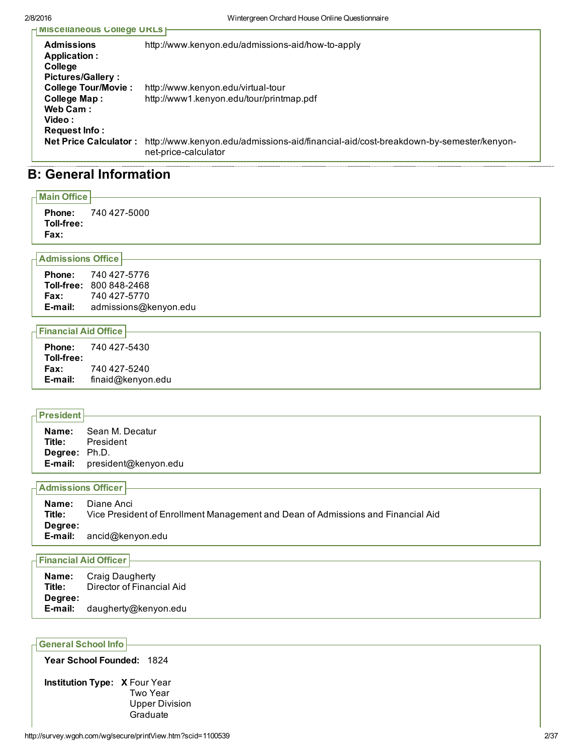### Miscellaneous College URLs

**Admissions Application :** http://www.kenyon.edu/admissions-aid/how-to-apply
**College Pictures/Gallery :**
**College Tour/Movie :** http://www.kenyon.edu/virtual-tour
**College Map :** http://www1.kenyon.edu/tour/printmap.pdf
**Web Cam :**
**Video :**
**Request Info :**
**Net Price Calculator :** http://www.kenyon.edu/admissions-aid/financial-aid/cost-breakdown-by-semester/kenyon-net-price-calculator

## B: General Information

### Main Office

**Phone:** 740 427-5000
**Toll-free:**
**Fax:**

### Admissions Office

**Phone:** 740 427-5776
**Toll-free:** 800 848-2468
**Fax:** 740 427-5770
**E-mail:** admissions@kenyon.edu

### Financial Aid Office

**Phone:** 740 427-5430
**Toll-free:**
**Fax:** 740 427-5240
**E-mail:** finaid@kenyon.edu

### President

**Name:** Sean M. Decatur
**Title:** President
**Degree:** Ph.D.
**E-mail:** president@kenyon.edu

### Admissions Officer

**Name:** Diane Anci
**Title:** Vice President of Enrollment Management and Dean of Admissions and Financial Aid
**Degree:**
**E-mail:** ancid@kenyon.edu

### Financial Aid Officer

**Name:** Craig Daugherty
**Title:** Director of Financial Aid
**Degree:**
**E-mail:** daugherty@kenyon.edu

### General School Info

**Year School Founded:** 1824

**Institution Type:**
- X Four Year
- Two Year
- Upper Division
- Graduate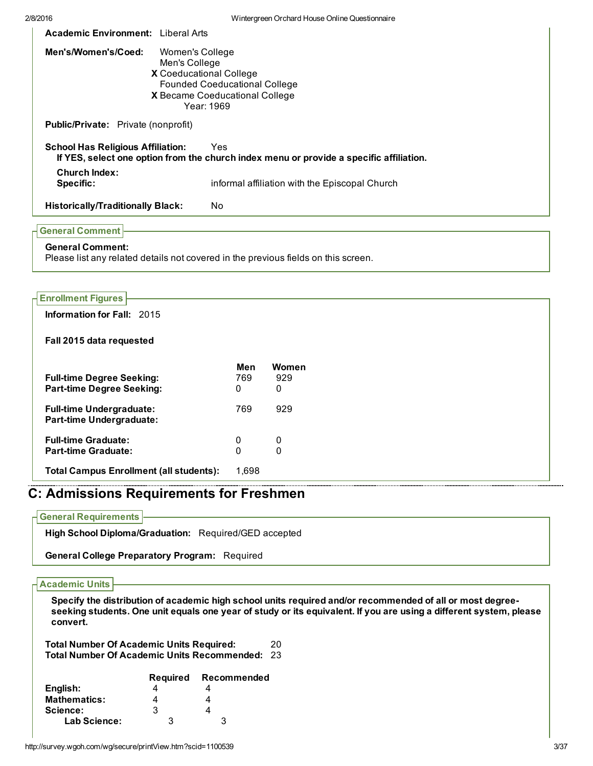**Academic Environment:** Liberal Arts

**Men's/Women's/Coed:**
- Women's College
- Men's College
- **X** Coeducational College
- Founded Coeducational College
- **X** Became Coeducational College
  - Year: 1969

**Public/Private:** Private (nonprofit)

**School Has Religious Affiliation:** Yes
**If YES, select one option from the church index menu or provide a specific affiliation.**

**Church Index:**
**Specific:** informal affiliation with the Episcopal Church

**Historically/Traditionally Black:** No

### General Comment

**General Comment:**
Please list any related details not covered in the previous fields on this screen.

### Enrollment Figures

**Information for Fall:** 2015

**Fall 2015 data requested**

| | Men | Women |
|---|---|---|
| **Full-time Degree Seeking:** | 769 | 929 |
| **Part-time Degree Seeking:** | 0 | 0 |
| **Full-time Undergraduate:** | 769 | 929 |
| **Part-time Undergraduate:** | | |
| **Full-time Graduate:** | 0 | 0 |
| **Part-time Graduate:** | 0 | 0 |
| **Total Campus Enrollment (all students):** | 1,698 | |

## C: Admissions Requirements for Freshmen

### General Requirements

**High School Diploma/Graduation:** Required/GED accepted

**General College Preparatory Program:** Required

### Academic Units

**Specify the distribution of academic high school units required and/or recommended of all or most degree-seeking students. One unit equals one year of study or its equivalent. If you are using a different system, please convert.**

**Total Number Of Academic Units Required:** 20
**Total Number Of Academic Units Recommended:** 23

| | Required | Recommended |
|---|---|---|
| **English:** | 4 | 4 |
| **Mathematics:** | 4 | 4 |
| **Science:** | 3 | 4 |
| **Lab Science:** | 3 | 3 |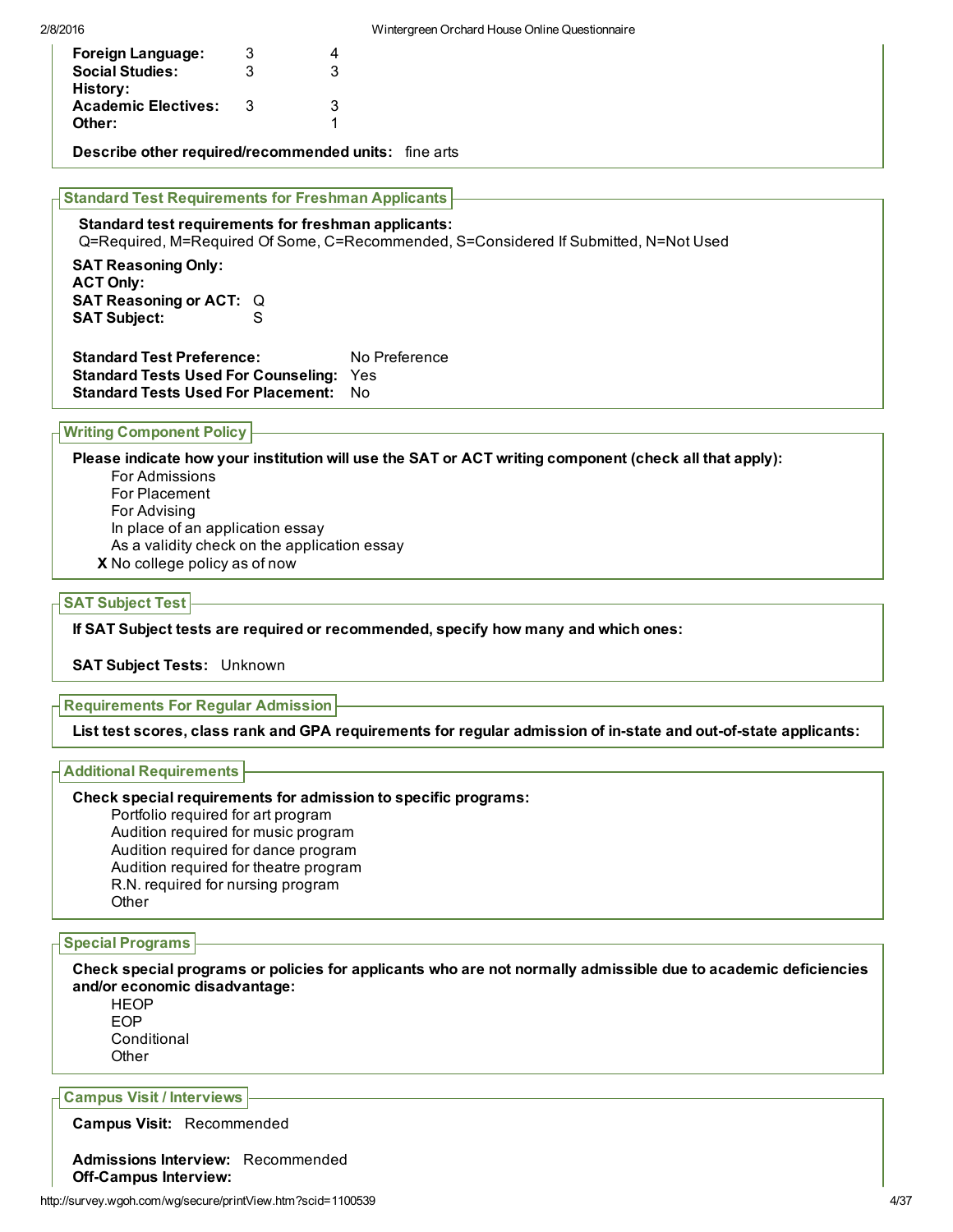| | | |
|---|---|---|
| **Foreign Language:** | 3 | 4 |
| **Social Studies:** | 3 | 3 |
| **History:** | | |
| **Academic Electives:** | 3 | 3 |
| **Other:** | | 1 |

**Describe other required/recommended units:** fine arts

## Standard Test Requirements for Freshman Applicants

**Standard test requirements for freshman applicants:**
Q=Required, M=Required Of Some, C=Recommended, S=Considered If Submitted, N=Not Used

**SAT Reasoning Only:**
**ACT Only:**
**SAT Reasoning or ACT:** Q
**SAT Subject:** S

**Standard Test Preference:** No Preference
**Standard Tests Used For Counseling:** Yes
**Standard Tests Used For Placement:** No

## Writing Component Policy

**Please indicate how your institution will use the SAT or ACT writing component (check all that apply):**

- For Admissions
- For Placement
- For Advising
- In place of an application essay
- As a validity check on the application essay
- **X** No college policy as of now

## SAT Subject Test

**If SAT Subject tests are required or recommended, specify how many and which ones:**

**SAT Subject Tests:** Unknown

## Requirements For Regular Admission

**List test scores, class rank and GPA requirements for regular admission of in-state and out-of-state applicants:**

## Additional Requirements

**Check special requirements for admission to specific programs:**

- Portfolio required for art program
- Audition required for music program
- Audition required for dance program
- Audition required for theatre program
- R.N. required for nursing program
- Other

## Special Programs

**Check special programs or policies for applicants who are not normally admissible due to academic deficiencies and/or economic disadvantage:**

- HEOP
- EOP
- Conditional
- Other

## Campus Visit / Interviews

**Campus Visit:** Recommended

**Admissions Interview:** Recommended
**Off-Campus Interview:**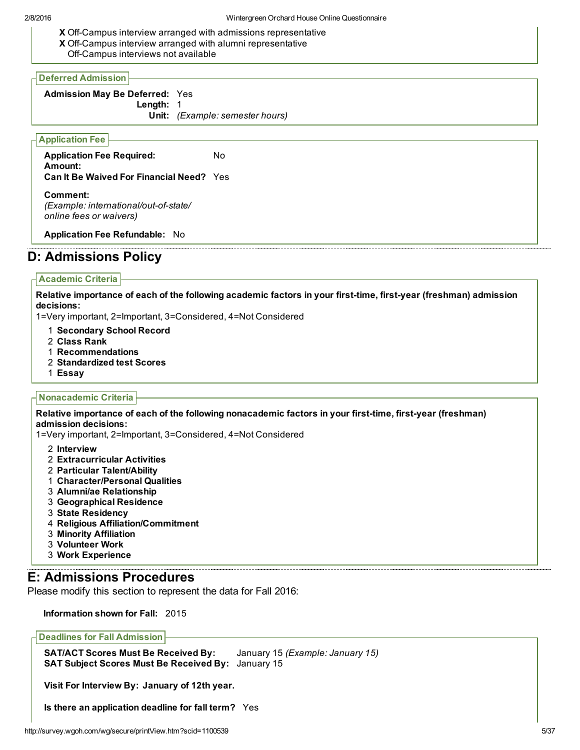**X** Off-Campus interview arranged with admissions representative
**X** Off-Campus interview arranged with alumni representative
Off-Campus interviews not available

### Deferred Admission

**Admission May Be Deferred:** Yes
**Length:** 1
**Unit:** *(Example: semester hours)*

### Application Fee

**Application Fee Required:** No
**Amount:**
**Can It Be Waived For Financial Need?** Yes

**Comment:**
*(Example: international/out-of-state/ online fees or waivers)*

**Application Fee Refundable:** No

## D: Admissions Policy

### Academic Criteria

**Relative importance of each of the following academic factors in your first-time, first-year (freshman) admission decisions:**
1=Very important, 2=Important, 3=Considered, 4=Not Considered

1 **Secondary School Record**
2 **Class Rank**
1 **Recommendations**
2 **Standardized test Scores**
1 **Essay**

### Nonacademic Criteria

**Relative importance of each of the following nonacademic factors in your first-time, first-year (freshman) admission decisions:**
1=Very important, 2=Important, 3=Considered, 4=Not Considered

2 **Interview**
2 **Extracurricular Activities**
2 **Particular Talent/Ability**
1 **Character/Personal Qualities**
3 **Alumni/ae Relationship**
3 **Geographical Residence**
3 **State Residency**
4 **Religious Affiliation/Commitment**
3 **Minority Affiliation**
3 **Volunteer Work**
3 **Work Experience**

## E: Admissions Procedures

Please modify this section to represent the data for Fall 2016:

**Information shown for Fall:** 2015

### Deadlines for Fall Admission

**SAT/ACT Scores Must Be Received By:** January 15 *(Example: January 15)*
**SAT Subject Scores Must Be Received By:** January 15

**Visit For Interview By: January of 12th year.**

**Is there an application deadline for fall term?** Yes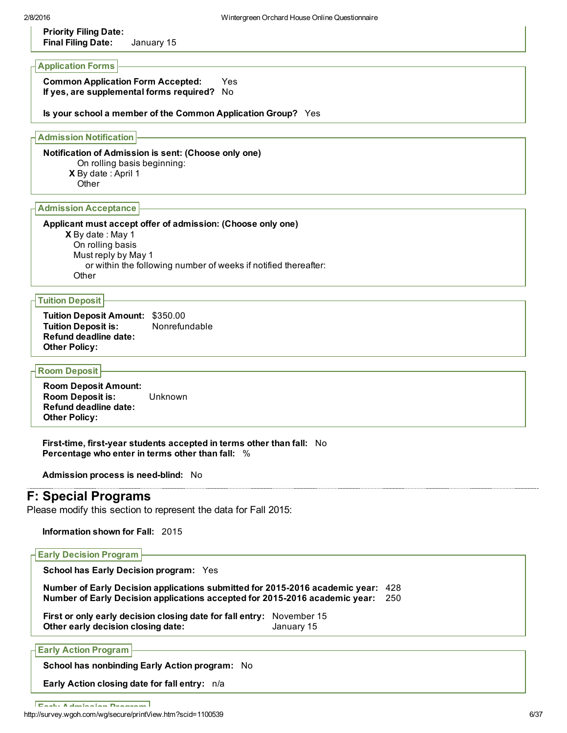**Priority Filing Date:**
**Final Filing Date:** January 15

### Application Forms

**Common Application Form Accepted:** Yes
**If yes, are supplemental forms required?** No

**Is your school a member of the Common Application Group?** Yes

### Admission Notification

**Notification of Admission is sent: (Choose only one)**

- On rolling basis beginning:
- **X** By date : April 1
- Other

### Admission Acceptance

**Applicant must accept offer of admission: (Choose only one)**

- **X** By date : May 1
- On rolling basis
- Must reply by May 1
  - or within the following number of weeks if notified thereafter:
- Other

### Tuition Deposit

**Tuition Deposit Amount:** $350.00
**Tuition Deposit is:** Nonrefundable
**Refund deadline date:**
**Other Policy:**

### Room Deposit

**Room Deposit Amount:**
**Room Deposit is:** Unknown
**Refund deadline date:**
**Other Policy:**

**First-time, first-year students accepted in terms other than fall:** No
**Percentage who enter in terms other than fall:** %

**Admission process is need-blind:** No

## F: Special Programs

Please modify this section to represent the data for Fall 2015:

**Information shown for Fall:** 2015

### Early Decision Program

**School has Early Decision program:** Yes

**Number of Early Decision applications submitted for 2015-2016 academic year:** 428
**Number of Early Decision applications accepted for 2015-2016 academic year:** 250

**First or only early decision closing date for fall entry:** November 15
**Other early decision closing date:** January 15

### Early Action Program

**School has nonbinding Early Action program:** No

**Early Action closing date for fall entry:** n/a

### Early Admission Program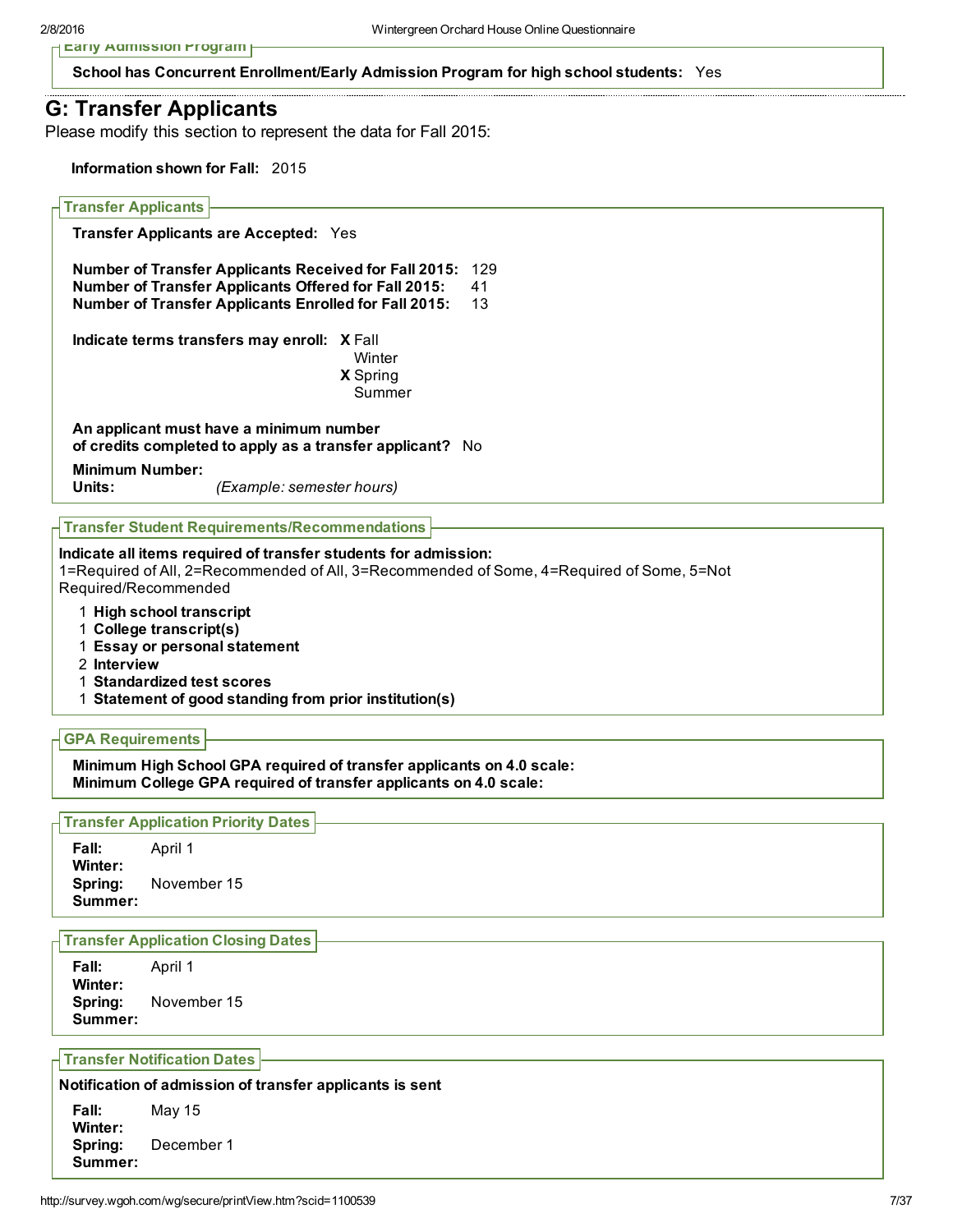**Early Admission Program**

**School has Concurrent Enrollment/Early Admission Program for high school students:** Yes

## G: Transfer Applicants

Please modify this section to represent the data for Fall 2015:

**Information shown for Fall:** 2015

### Transfer Applicants

**Transfer Applicants are Accepted:** Yes

**Number of Transfer Applicants Received for Fall 2015:** 129
**Number of Transfer Applicants Offered for Fall 2015:** 41
**Number of Transfer Applicants Enrolled for Fall 2015:** 13

**Indicate terms transfers may enroll:**
- **X** Fall
- Winter
- **X** Spring
- Summer

**An applicant must have a minimum number of credits completed to apply as a transfer applicant?** No

**Minimum Number:**
**Units:** *(Example: semester hours)*

### Transfer Student Requirements/Recommendations

**Indicate all items required of transfer students for admission:**
1=Required of All, 2=Recommended of All, 3=Recommended of Some, 4=Required of Some, 5=Not Required/Recommended

1 **High school transcript**
1 **College transcript(s)**
1 **Essay or personal statement**
2 **Interview**
1 **Standardized test scores**
1 **Statement of good standing from prior institution(s)**

### GPA Requirements

**Minimum High School GPA required of transfer applicants on 4.0 scale:**
**Minimum College GPA required of transfer applicants on 4.0 scale:**

### Transfer Application Priority Dates

**Fall:** April 1
**Winter:**
**Spring:** November 15
**Summer:**

### Transfer Application Closing Dates

**Fall:** April 1
**Winter:**
**Spring:** November 15
**Summer:**

### Transfer Notification Dates

**Notification of admission of transfer applicants is sent**

**Fall:** May 15
**Winter:**
**Spring:** December 1
**Summer:**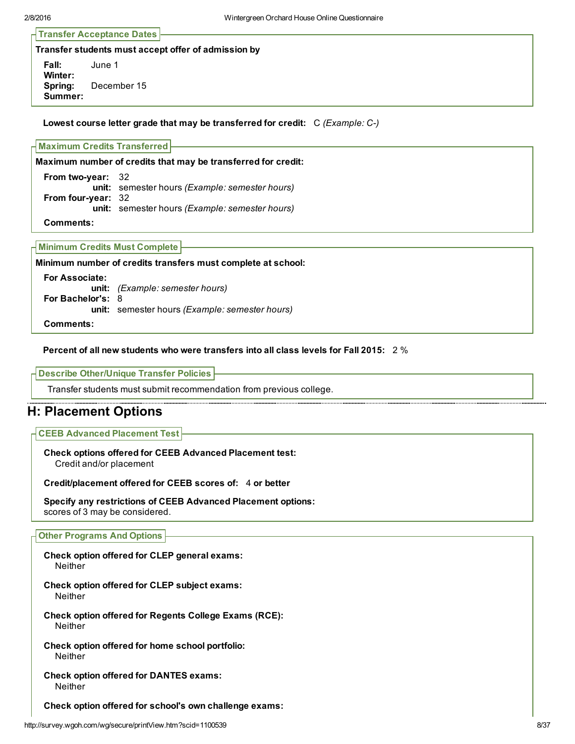### Transfer Acceptance Dates

**Transfer students must accept offer of admission by**

**Fall:** June 1
**Winter:**
**Spring:** December 15
**Summer:**

**Lowest course letter grade that may be transferred for credit:** C *(Example: C-)*

### Maximum Credits Transferred

**Maximum number of credits that may be transferred for credit:**

**From two-year:** 32
**unit:** semester hours *(Example: semester hours)*
**From four-year:** 32
**unit:** semester hours *(Example: semester hours)*

**Comments:**

### Minimum Credits Must Complete

**Minimum number of credits transfers must complete at school:**

**For Associate:**
**unit:** *(Example: semester hours)*
**For Bachelor's:** 8
**unit:** semester hours *(Example: semester hours)*

**Comments:**

**Percent of all new students who were transfers into all class levels for Fall 2015:** 2 %

### Describe Other/Unique Transfer Policies

Transfer students must submit recommendation from previous college.

## H: Placement Options

### CEEB Advanced Placement Test

**Check options offered for CEEB Advanced Placement test:**
Credit and/or placement

**Credit/placement offered for CEEB scores of:** 4 **or better**

**Specify any restrictions of CEEB Advanced Placement options:**
scores of 3 may be considered.

### Other Programs And Options

**Check option offered for CLEP general exams:**
Neither

**Check option offered for CLEP subject exams:**
Neither

**Check option offered for Regents College Exams (RCE):**
Neither

**Check option offered for home school portfolio:**
Neither

**Check option offered for DANTES exams:**
Neither

**Check option offered for school's own challenge exams:**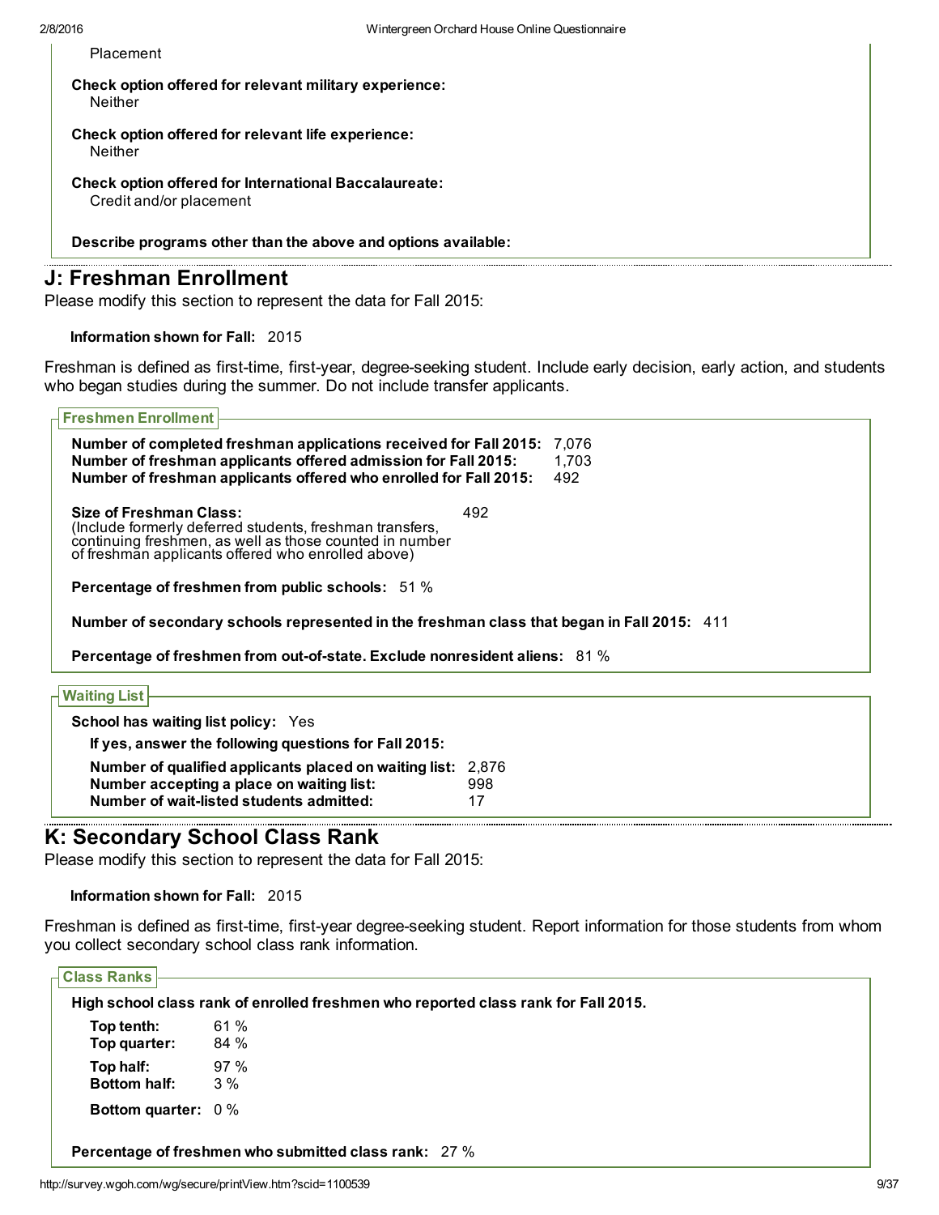Placement

**Check option offered for relevant military experience:**
Neither

**Check option offered for relevant life experience:**
Neither

**Check option offered for International Baccalaureate:**
Credit and/or placement

**Describe programs other than the above and options available:**

## J: Freshman Enrollment

Please modify this section to represent the data for Fall 2015:

**Information shown for Fall:** 2015

Freshman is defined as first-time, first-year, degree-seeking student. Include early decision, early action, and students who began studies during the summer. Do not include transfer applicants.

### Freshmen Enrollment

**Number of completed freshman applications received for Fall 2015:** 7,076
**Number of freshman applicants offered admission for Fall 2015:** 1,703
**Number of freshman applicants offered who enrolled for Fall 2015:** 492

**Size of Freshman Class:** 492
(Include formerly deferred students, freshman transfers, continuing freshmen, as well as those counted in number of freshman applicants offered who enrolled above)

**Percentage of freshmen from public schools:** 51 %

**Number of secondary schools represented in the freshman class that began in Fall 2015:** 411

**Percentage of freshmen from out-of-state. Exclude nonresident aliens:** 81 %

### Waiting List

**School has waiting list policy:** Yes

**If yes, answer the following questions for Fall 2015:**

**Number of qualified applicants placed on waiting list:** 2,876
**Number accepting a place on waiting list:** 998
**Number of wait-listed students admitted:** 17

## K: Secondary School Class Rank

Please modify this section to represent the data for Fall 2015:

**Information shown for Fall:** 2015

Freshman is defined as first-time, first-year degree-seeking student. Report information for those students from whom you collect secondary school class rank information.

### Class Ranks

**High school class rank of enrolled freshmen who reported class rank for Fall 2015.**

**Top tenth:** 61 %
**Top quarter:** 84 %

**Top half:** 97 %
**Bottom half:** 3 %

**Bottom quarter:** 0 %

**Percentage of freshmen who submitted class rank:** 27 %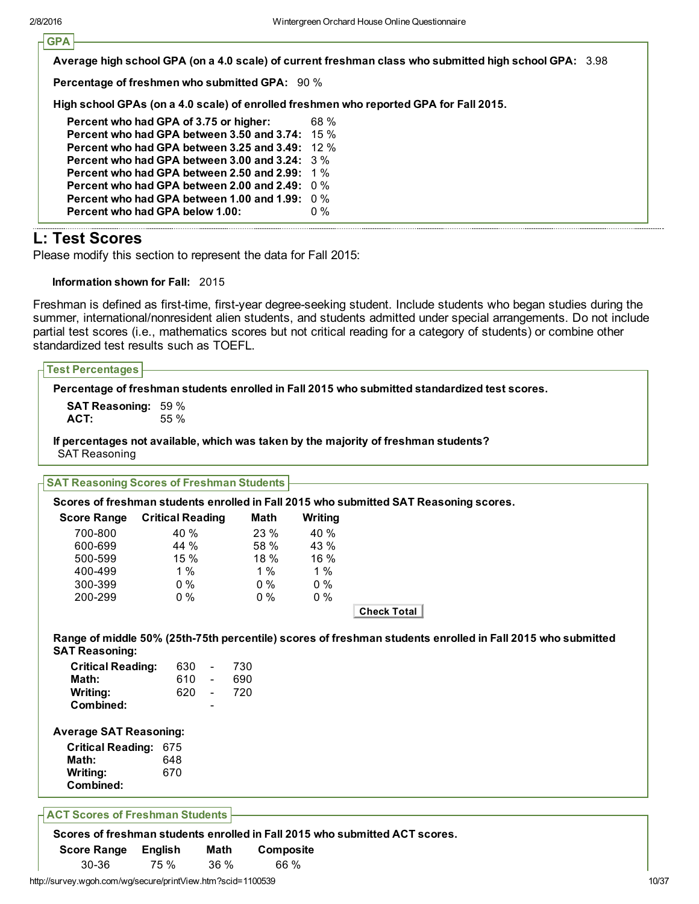### GPA

**Average high school GPA (on a 4.0 scale) of current freshman class who submitted high school GPA:** 3.98

**Percentage of freshmen who submitted GPA:** 90 %

**High school GPAs (on a 4.0 scale) of enrolled freshmen who reported GPA for Fall 2015.**

| | |
|---|---|
| **Percent who had GPA of 3.75 or higher:** | 68 % |
| **Percent who had GPA between 3.50 and 3.74:** | 15 % |
| **Percent who had GPA between 3.25 and 3.49:** | 12 % |
| **Percent who had GPA between 3.00 and 3.24:** | 3 % |
| **Percent who had GPA between 2.50 and 2.99:** | 1 % |
| **Percent who had GPA between 2.00 and 2.49:** | 0 % |
| **Percent who had GPA between 1.00 and 1.99:** | 0 % |
| **Percent who had GPA below 1.00:** | 0 % |

## L: Test Scores

Please modify this section to represent the data for Fall 2015:

**Information shown for Fall:** 2015

Freshman is defined as first-time, first-year degree-seeking student. Include students who began studies during the summer, international/nonresident alien students, and students admitted under special arrangements. Do not include partial test scores (i.e., mathematics scores but not critical reading for a category of students) or combine other standardized test results such as TOEFL.

### Test Percentages

**Percentage of freshman students enrolled in Fall 2015 who submitted standardized test scores.**

| | |
|---|---|
| **SAT Reasoning:** | 59 % |
| **ACT:** | 55 % |

**If percentages not available, which was taken by the majority of freshman students?**
SAT Reasoning

### SAT Reasoning Scores of Freshman Students

**Scores of freshman students enrolled in Fall 2015 who submitted SAT Reasoning scores.**

| Score Range | Critical Reading | Math | Writing |
|---|---|---|---|
| 700-800 | 40 % | 23 % | 40 % |
| 600-699 | 44 % | 58 % | 43 % |
| 500-599 | 15 % | 18 % | 16 % |
| 400-499 | 1 % | 1 % | 1 % |
| 300-399 | 0 % | 0 % | 0 % |
| 200-299 | 0 % | 0 % | 0 % |

Check Total

**Range of middle 50% (25th-75th percentile) scores of freshman students enrolled in Fall 2015 who submitted SAT Reasoning:**

| | | | |
|---|---|---|---|
| **Critical Reading:** | 630 | - | 730 |
| **Math:** | 610 | - | 690 |
| **Writing:** | 620 | - | 720 |
| **Combined:** | | - | |

**Average SAT Reasoning:**

| | |
|---|---|
| **Critical Reading:** | 675 |
| **Math:** | 648 |
| **Writing:** | 670 |
| **Combined:** | |

### ACT Scores of Freshman Students

**Scores of freshman students enrolled in Fall 2015 who submitted ACT scores.**

| Score Range | English | Math | Composite |
|---|---|---|---|
| 30-36 | 75 % | 36 % | 66 % |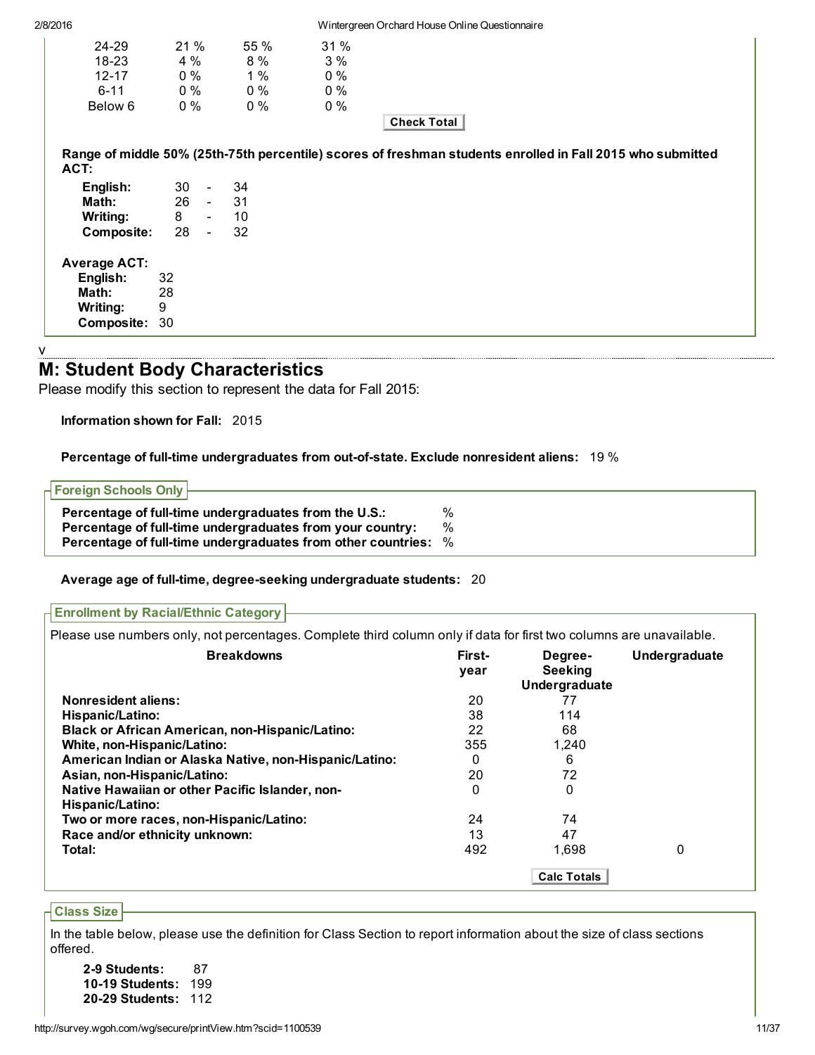| | | | |
|---|---|---|---|
| 24-29 | 21 % | 55 % | 31 % |
| 18-23 | 4 % | 8 % | 3 % |
| 12-17 | 0 % | 1 % | 0 % |
| 6-11 | 0 % | 0 % | 0 % |
| Below 6 | 0 % | 0 % | 0 % |

Check Total

**Range of middle 50% (25th-75th percentile) scores of freshman students enrolled in Fall 2015 who submitted ACT:**

| | | | |
|---|---|---|---|
| **English:** | 30 | - | 34 |
| **Math:** | 26 | - | 31 |
| **Writing:** | 8 | - | 10 |
| **Composite:** | 28 | - | 32 |

**Average ACT:**

| | |
|---|---|
| **English:** | 32 |
| **Math:** | 28 |
| **Writing:** | 9 |
| **Composite:** | 30 |

v

## M: Student Body Characteristics

Please modify this section to represent the data for Fall 2015:

**Information shown for Fall:** 2015

**Percentage of full-time undergraduates from out-of-state. Exclude nonresident aliens:** 19 %

### Foreign Schools Only

**Percentage of full-time undergraduates from the U.S.:** %
**Percentage of full-time undergraduates from your country:** %
**Percentage of full-time undergraduates from other countries:** %

**Average age of full-time, degree-seeking undergraduate students:** 20

### Enrollment by Racial/Ethnic Category

Please use numbers only, not percentages. Complete third column only if data for first two columns are unavailable.

| Breakdowns | First-year | Degree-Seeking Undergraduate | Undergraduate |
|---|---|---|---|
| **Nonresident aliens:** | 20 | 77 | |
| **Hispanic/Latino:** | 38 | 114 | |
| **Black or African American, non-Hispanic/Latino:** | 22 | 68 | |
| **White, non-Hispanic/Latino:** | 355 | 1,240 | |
| **American Indian or Alaska Native, non-Hispanic/Latino:** | 0 | 6 | |
| **Asian, non-Hispanic/Latino:** | 20 | 72 | |
| **Native Hawaiian or other Pacific Islander, non-Hispanic/Latino:** | 0 | 0 | |
| **Two or more races, non-Hispanic/Latino:** | 24 | 74 | |
| **Race and/or ethnicity unknown:** | 13 | 47 | |
| **Total:** | 492 | 1,698 | 0 |

Calc Totals

### Class Size

In the table below, please use the definition for Class Section to report information about the size of class sections offered.

| | |
|---|---|
| **2-9 Students:** | 87 |
| **10-19 Students:** | 199 |
| **20-29 Students:** | 112 |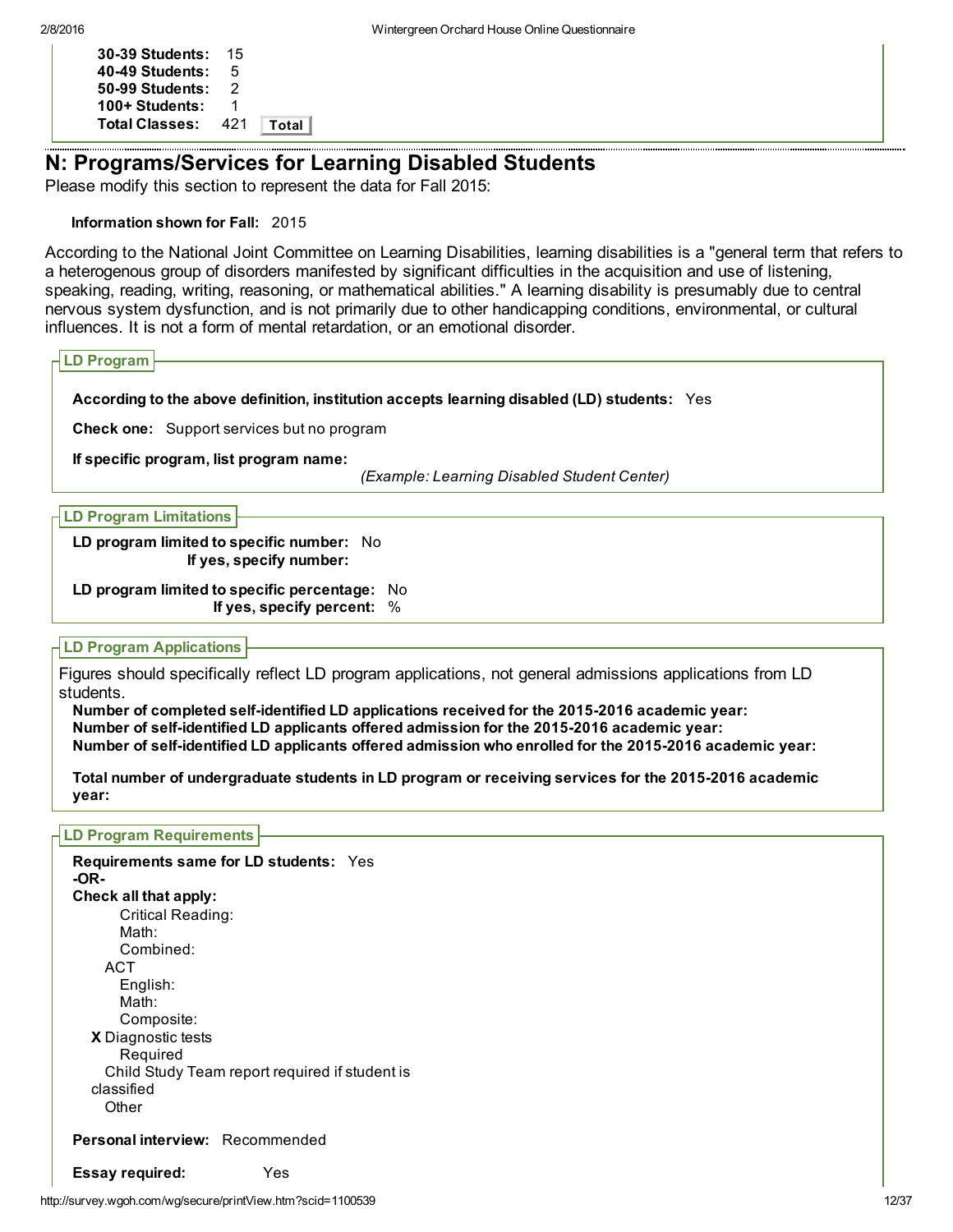**30-39 Students:** 15
**40-49 Students:** 5
**50-99 Students:** 2
**100+ Students:** 1
**Total Classes:** 421 Total

## N: Programs/Services for Learning Disabled Students

Please modify this section to represent the data for Fall 2015:

**Information shown for Fall:** 2015

According to the National Joint Committee on Learning Disabilities, learning disabilities is a "general term that refers to a heterogenous group of disorders manifested by significant difficulties in the acquisition and use of listening, speaking, reading, writing, reasoning, or mathematical abilities." A learning disability is presumably due to central nervous system dysfunction, and is not primarily due to other handicapping conditions, environmental, or cultural influences. It is not a form of mental retardation, or an emotional disorder.

### LD Program

**According to the above definition, institution accepts learning disabled (LD) students:** Yes

**Check one:** Support services but no program

**If specific program, list program name:**
*(Example: Learning Disabled Student Center)*

### LD Program Limitations

**LD program limited to specific number:** No
**If yes, specify number:**

**LD program limited to specific percentage:** No
**If yes, specify percent:** %

### LD Program Applications

Figures should specifically reflect LD program applications, not general admissions applications from LD students.

**Number of completed self-identified LD applications received for the 2015-2016 academic year:**
**Number of self-identified LD applicants offered admission for the 2015-2016 academic year:**
**Number of self-identified LD applicants offered admission who enrolled for the 2015-2016 academic year:**

**Total number of undergraduate students in LD program or receiving services for the 2015-2016 academic year:**

### LD Program Requirements

**Requirements same for LD students:** Yes
**-OR-**
**Check all that apply:**
- Critical Reading:
- Math:
- Combined:

ACT
- English:
- Math:
- Composite:

**X** Diagnostic tests
- Required

Child Study Team report required if student is classified
Other

**Personal interview:** Recommended

**Essay required:** Yes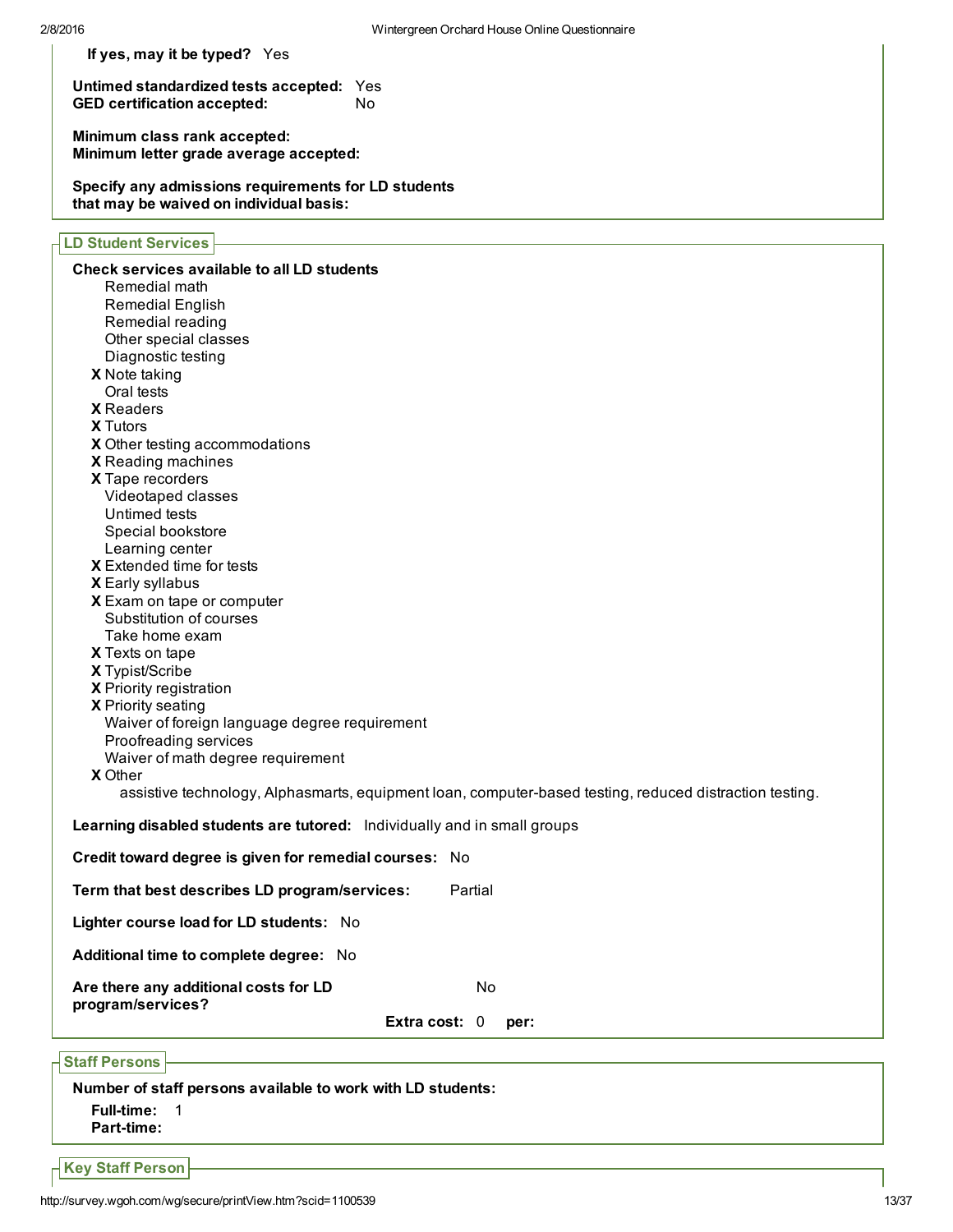**If yes, may it be typed?** Yes

**Untimed standardized tests accepted:** Yes
**GED certification accepted:** No

**Minimum class rank accepted:**
**Minimum letter grade average accepted:**

**Specify any admissions requirements for LD students that may be waived on individual basis:**

## LD Student Services

**Check services available to all LD students**

- Remedial math
- Remedial English
- Remedial reading
- Other special classes
- Diagnostic testing
- **X** Note taking
- Oral tests
- **X** Readers
- **X** Tutors
- **X** Other testing accommodations
- **X** Reading machines
- **X** Tape recorders
- Videotaped classes
- Untimed tests
- Special bookstore
- Learning center
- **X** Extended time for tests
- **X** Early syllabus
- **X** Exam on tape or computer
- Substitution of courses
- Take home exam
- **X** Texts on tape
- **X** Typist/Scribe
- **X** Priority registration
- **X** Priority seating
- Waiver of foreign language degree requirement
- Proofreading services
- Waiver of math degree requirement
- **X** Other
  - assistive technology, Alphasmarts, equipment loan, computer-based testing, reduced distraction testing.

**Learning disabled students are tutored:** Individually and in small groups

**Credit toward degree is given for remedial courses:** No

**Term that best describes LD program/services:** Partial

**Lighter course load for LD students:** No

**Additional time to complete degree:** No

**Are there any additional costs for LD program/services?** No

**Extra cost:** 0 **per:**

## Staff Persons

**Number of staff persons available to work with LD students:**

**Full-time:** 1
**Part-time:**

## Key Staff Person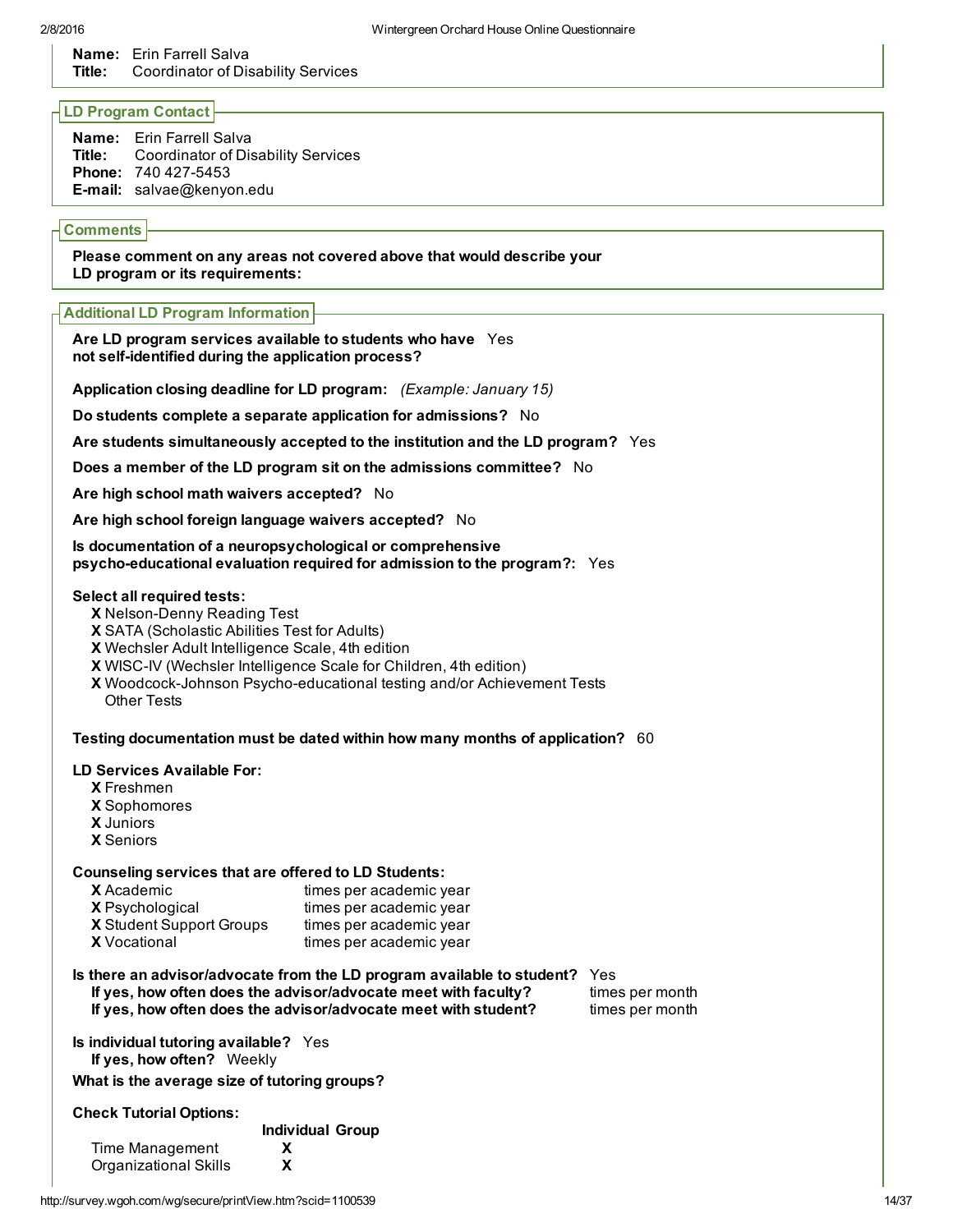**Name:** Erin Farrell Salva
**Title:** Coordinator of Disability Services

## LD Program Contact

**Name:** Erin Farrell Salva
**Title:** Coordinator of Disability Services
**Phone:** 740 427-5453
**E-mail:** salvae@kenyon.edu

## Comments

**Please comment on any areas not covered above that would describe your LD program or its requirements:**

## Additional LD Program Information

**Are LD program services available to students who have not self-identified during the application process?** Yes

**Application closing deadline for LD program:** *(Example: January 15)*

**Do students complete a separate application for admissions?** No

**Are students simultaneously accepted to the institution and the LD program?** Yes

**Does a member of the LD program sit on the admissions committee?** No

**Are high school math waivers accepted?** No

**Are high school foreign language waivers accepted?** No

**Is documentation of a neuropsychological or comprehensive psycho-educational evaluation required for admission to the program?:** Yes

**Select all required tests:**

- **X** Nelson-Denny Reading Test
- **X** SATA (Scholastic Abilities Test for Adults)
- **X** Wechsler Adult Intelligence Scale, 4th edition
- **X** WISC-IV (Wechsler Intelligence Scale for Children, 4th edition)
- **X** Woodcock-Johnson Psycho-educational testing and/or Achievement Tests
- Other Tests

**Testing documentation must be dated within how many months of application?** 60

**LD Services Available For:**

- **X** Freshmen
- **X** Sophomores
- **X** Juniors
- **X** Seniors

**Counseling services that are offered to LD Students:**

| | |
|---|---|
| **X** Academic | times per academic year |
| **X** Psychological | times per academic year |
| **X** Student Support Groups | times per academic year |
| **X** Vocational | times per academic year |

**Is there an advisor/advocate from the LD program available to student?** Yes
**If yes, how often does the advisor/advocate meet with faculty?** times per month
**If yes, how often does the advisor/advocate meet with student?** times per month

**Is individual tutoring available?** Yes
**If yes, how often?** Weekly

**What is the average size of tutoring groups?**

**Check Tutorial Options:**

| | Individual | Group |
|---|---|---|
| Time Management | X | |
| Organizational Skills | X | |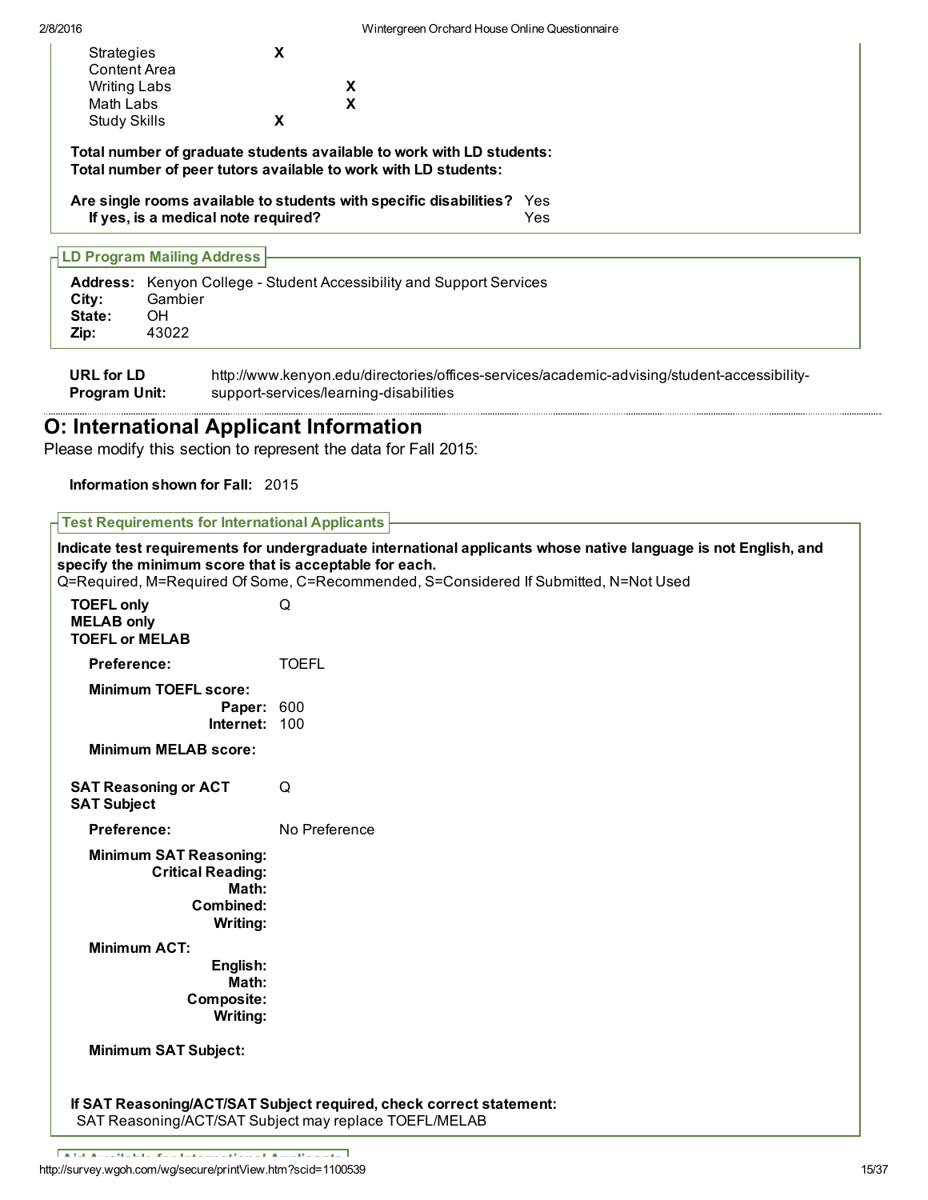| | | |
|---|---|---|
| Strategies | X | |
| Content Area | | |
| Writing Labs | | X |
| Math Labs | | X |
| Study Skills | X | |

**Total number of graduate students available to work with LD students:**
**Total number of peer tutors available to work with LD students:**

**Are single rooms available to students with specific disabilities?** Yes
**If yes, is a medical note required?** Yes

### LD Program Mailing Address

**Address:** Kenyon College - Student Accessibility and Support Services
**City:** Gambier
**State:** OH
**Zip:** 43022

**URL for LD Program Unit:** http://www.kenyon.edu/directories/offices-services/academic-advising/student-accessibility-support-services/learning-disabilities

## O: International Applicant Information

Please modify this section to represent the data for Fall 2015:

**Information shown for Fall:** 2015

### Test Requirements for International Applicants

**Indicate test requirements for undergraduate international applicants whose native language is not English, and specify the minimum score that is acceptable for each.**
Q=Required, M=Required Of Some, C=Recommended, S=Considered If Submitted, N=Not Used

**TOEFL only** Q
**MELAB only**
**TOEFL or MELAB**

**Preference:** TOEFL

**Minimum TOEFL score:**
- **Paper:** 600
- **Internet:** 100

**Minimum MELAB score:**

**SAT Reasoning or ACT** Q
**SAT Subject**

**Preference:** No Preference

**Minimum SAT Reasoning:**
- **Critical Reading:**
- **Math:**
- **Combined:**
- **Writing:**

**Minimum ACT:**
- **English:**
- **Math:**
- **Composite:**
- **Writing:**

**Minimum SAT Subject:**

**If SAT Reasoning/ACT/SAT Subject required, check correct statement:**
SAT Reasoning/ACT/SAT Subject may replace TOEFL/MELAB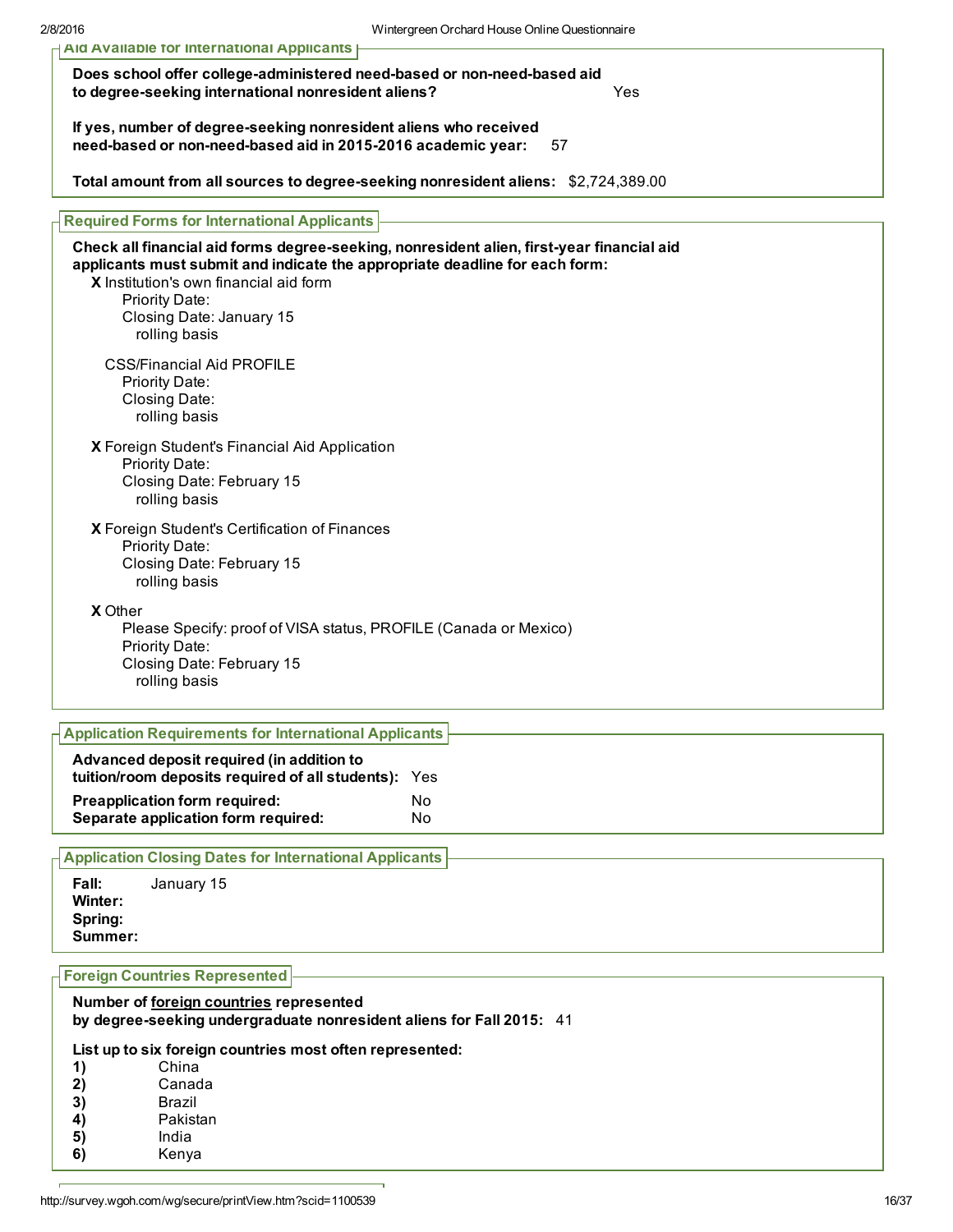## Aid Available for International Applicants

**Does school offer college-administered need-based or non-need-based aid to degree-seeking international nonresident aliens?** Yes

**If yes, number of degree-seeking nonresident aliens who received need-based or non-need-based aid in 2015-2016 academic year:** 57

**Total amount from all sources to degree-seeking nonresident aliens:** $2,724,389.00

## Required Forms for International Applicants

**Check all financial aid forms degree-seeking, nonresident alien, first-year financial aid applicants must submit and indicate the appropriate deadline for each form:**

**X** Institution's own financial aid form
- Priority Date:
- Closing Date: January 15
- rolling basis

CSS/Financial Aid PROFILE
- Priority Date:
- Closing Date:
- rolling basis

**X** Foreign Student's Financial Aid Application
- Priority Date:
- Closing Date: February 15
- rolling basis

**X** Foreign Student's Certification of Finances
- Priority Date:
- Closing Date: February 15
- rolling basis

**X** Other
- Please Specify: proof of VISA status, PROFILE (Canada or Mexico)
- Priority Date:
- Closing Date: February 15
- rolling basis

## Application Requirements for International Applicants

**Advanced deposit required (in addition to tuition/room deposits required of all students):** Yes

**Preapplication form required:** No

**Separate application form required:** No

## Application Closing Dates for International Applicants

**Fall:** January 15
**Winter:**
**Spring:**
**Summer:**

## Foreign Countries Represented

**Number of foreign countries represented by degree-seeking undergraduate nonresident aliens for Fall 2015:** 41

**List up to six foreign countries most often represented:**

1) China
2) Canada
3) Brazil
4) Pakistan
5) India
6) Kenya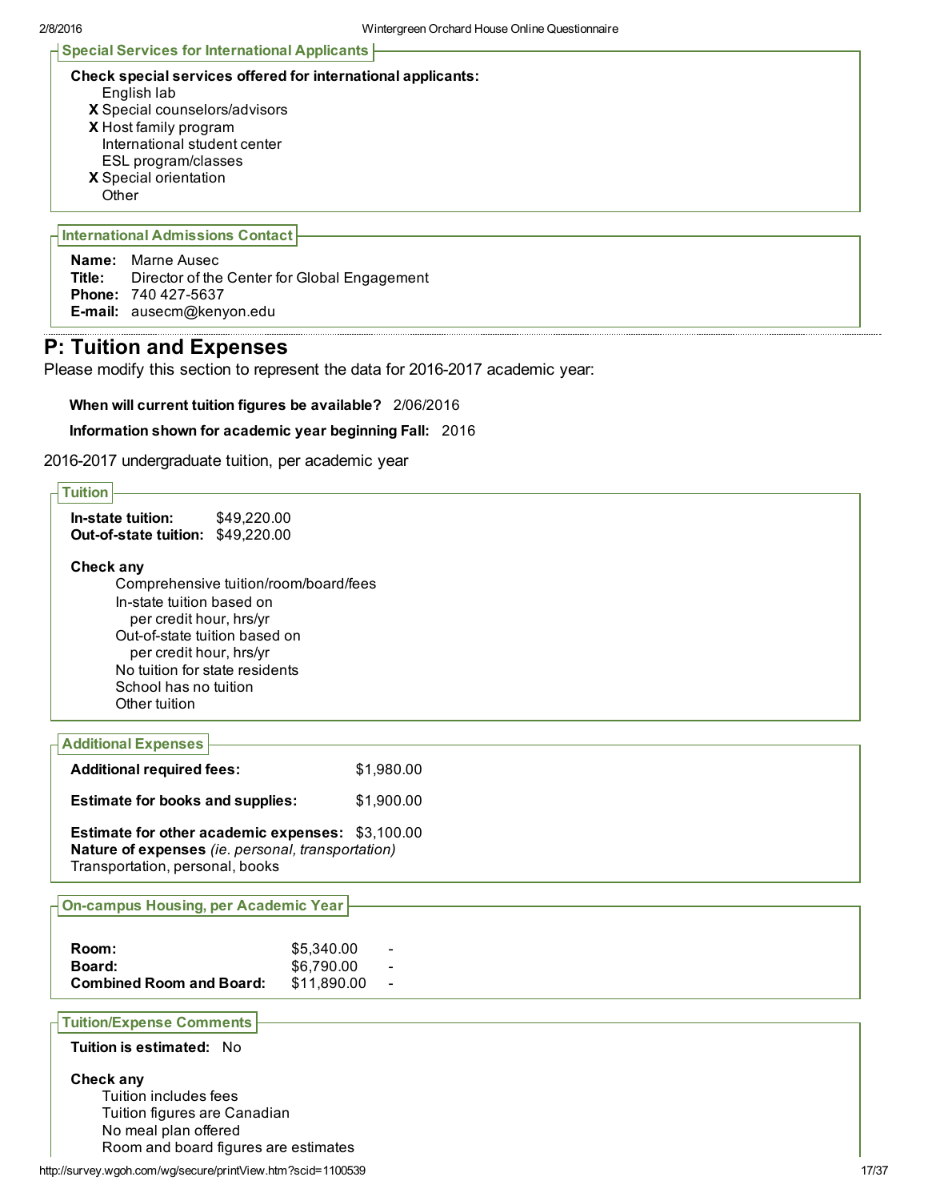### Special Services for International Applicants

**Check special services offered for international applicants:**

- English lab
- X Special counselors/advisors
- X Host family program
- International student center
- ESL program/classes
- X Special orientation
- Other

### International Admissions Contact

**Name:** Marne Ausec
**Title:** Director of the Center for Global Engagement
**Phone:** 740 427-5637
**E-mail:** ausecm@kenyon.edu

## P: Tuition and Expenses

Please modify this section to represent the data for 2016-2017 academic year:

**When will current tuition figures be available?** 2/06/2016

**Information shown for academic year beginning Fall:** 2016

2016-2017 undergraduate tuition, per academic year

### Tuition

**In-state tuition:** $49,220.00
**Out-of-state tuition:** $49,220.00

**Check any**

- Comprehensive tuition/room/board/fees
- In-state tuition based on
  - per credit hour, hrs/yr
- Out-of-state tuition based on
  - per credit hour, hrs/yr
- No tuition for state residents
- School has no tuition
- Other tuition

### Additional Expenses

**Additional required fees:** $1,980.00

**Estimate for books and supplies:** $1,900.00

**Estimate for other academic expenses:** $3,100.00
**Nature of expenses** *(ie. personal, transportation)*
Transportation, personal, books

### On-campus Housing, per Academic Year

| | | |
|---|---|---|
| **Room:** | $5,340.00 | - |
| **Board:** | $6,790.00 | - |
| **Combined Room and Board:** | $11,890.00 | - |

### Tuition/Expense Comments

**Tuition is estimated:** No

**Check any**

- Tuition includes fees
- Tuition figures are Canadian
- No meal plan offered
- Room and board figures are estimates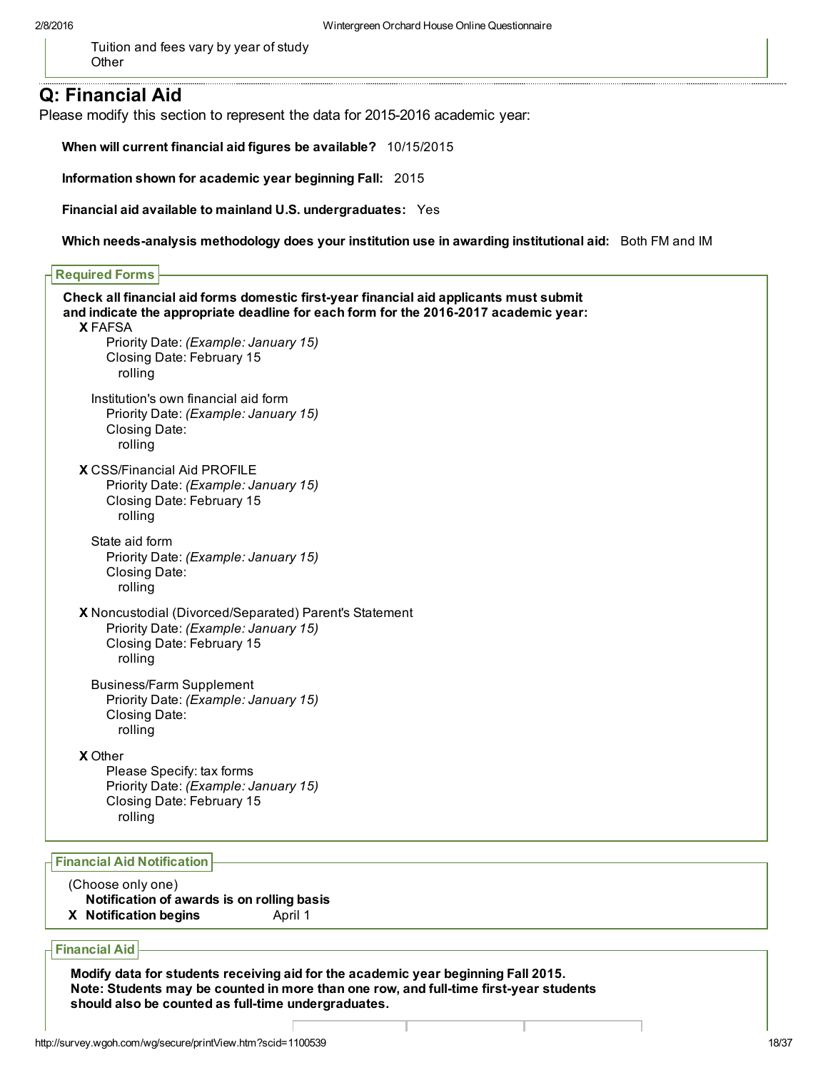Tuition and fees vary by year of study
Other

## Q: Financial Aid

Please modify this section to represent the data for 2015-2016 academic year:

**When will current financial aid figures be available?** 10/15/2015

**Information shown for academic year beginning Fall:** 2015

**Financial aid available to mainland U.S. undergraduates:** Yes

**Which needs-analysis methodology does your institution use in awarding institutional aid:** Both FM and IM

### Required Forms

**Check all financial aid forms domestic first-year financial aid applicants must submit and indicate the appropriate deadline for each form for the 2016-2017 academic year:**

**X** FAFSA
- Priority Date: *(Example: January 15)*
- Closing Date: February 15
- rolling

Institution's own financial aid form
- Priority Date: *(Example: January 15)*
- Closing Date:
- rolling

**X** CSS/Financial Aid PROFILE
- Priority Date: *(Example: January 15)*
- Closing Date: February 15
- rolling

State aid form
- Priority Date: *(Example: January 15)*
- Closing Date:
- rolling

**X** Noncustodial (Divorced/Separated) Parent's Statement
- Priority Date: *(Example: January 15)*
- Closing Date: February 15
- rolling

Business/Farm Supplement
- Priority Date: *(Example: January 15)*
- Closing Date:
- rolling

**X** Other
- Please Specify: tax forms
- Priority Date: *(Example: January 15)*
- Closing Date: February 15
- rolling

### Financial Aid Notification

(Choose only one)

**Notification of awards is on rolling basis**

**X** **Notification begins** April 1

### Financial Aid

**Modify data for students receiving aid for the academic year beginning Fall 2015.**
**Note: Students may be counted in more than one row, and full-time first-year students should also be counted as full-time undergraduates.**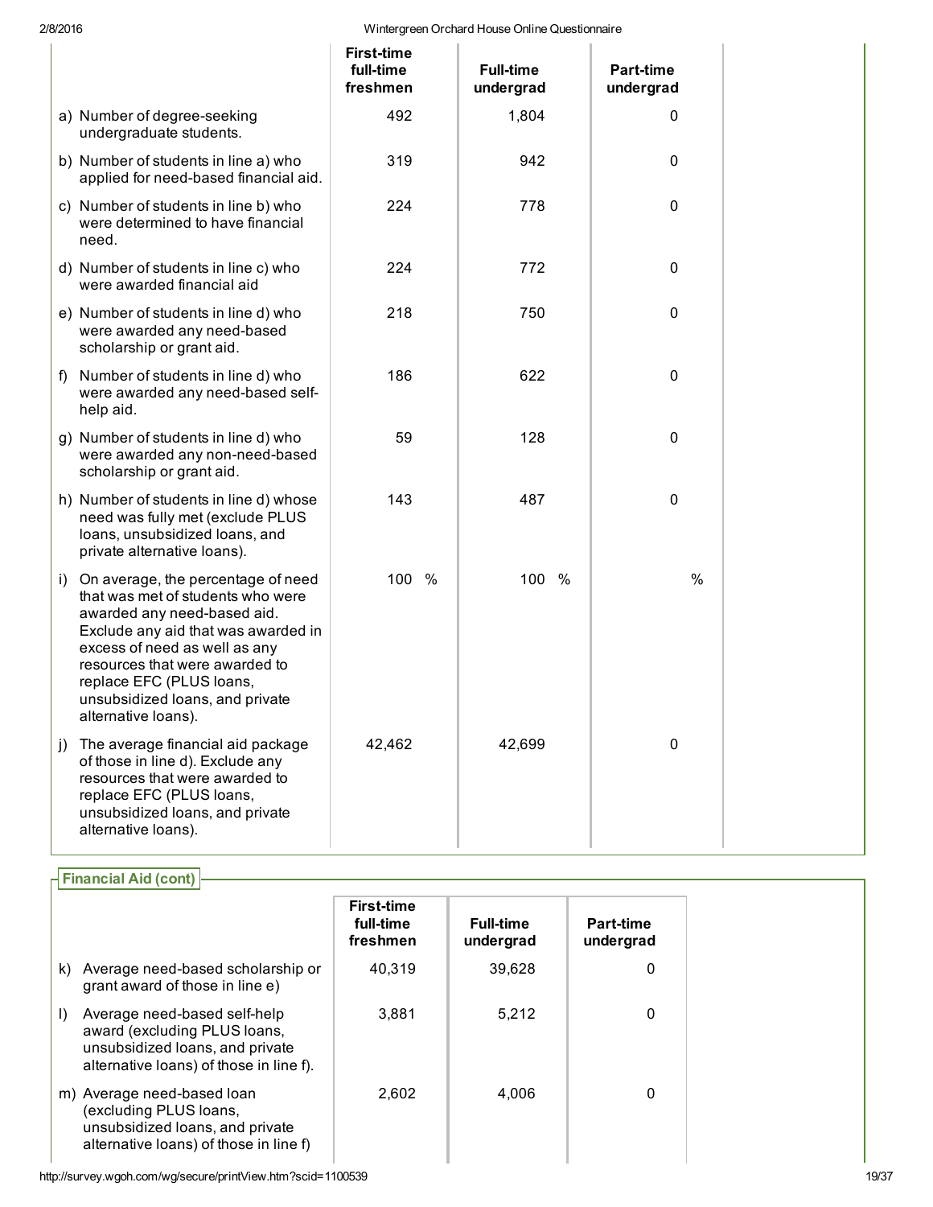| | First-time full-time freshmen | Full-time undergrad | Part-time undergrad |
|---|---|---|---|
| a) Number of degree-seeking undergraduate students. | 492 | 1,804 | 0 |
| b) Number of students in line a) who applied for need-based financial aid. | 319 | 942 | 0 |
| c) Number of students in line b) who were determined to have financial need. | 224 | 778 | 0 |
| d) Number of students in line c) who were awarded financial aid | 224 | 772 | 0 |
| e) Number of students in line d) who were awarded any need-based scholarship or grant aid. | 218 | 750 | 0 |
| f) Number of students in line d) who were awarded any need-based self-help aid. | 186 | 622 | 0 |
| g) Number of students in line d) who were awarded any non-need-based scholarship or grant aid. | 59 | 128 | 0 |
| h) Number of students in line d) whose need was fully met (exclude PLUS loans, unsubsidized loans, and private alternative loans). | 143 | 487 | 0 |
| i) On average, the percentage of need that was met of students who were awarded any need-based aid. Exclude any aid that was awarded in excess of need as well as any resources that were awarded to replace EFC (PLUS loans, unsubsidized loans, and private alternative loans). | 100 % | 100 % | % |
| j) The average financial aid package of those in line d). Exclude any resources that were awarded to replace EFC (PLUS loans, unsubsidized loans, and private alternative loans). | 42,462 | 42,699 | 0 |

## Financial Aid (cont)

| | First-time full-time freshmen | Full-time undergrad | Part-time undergrad |
|---|---|---|---|
| k) Average need-based scholarship or grant award of those in line e) | 40,319 | 39,628 | 0 |
| l) Average need-based self-help award (excluding PLUS loans, unsubsidized loans, and private alternative loans) of those in line f). | 3,881 | 5,212 | 0 |
| m) Average need-based loan (excluding PLUS loans, unsubsidized loans, and private alternative loans) of those in line f) | 2,602 | 4,006 | 0 |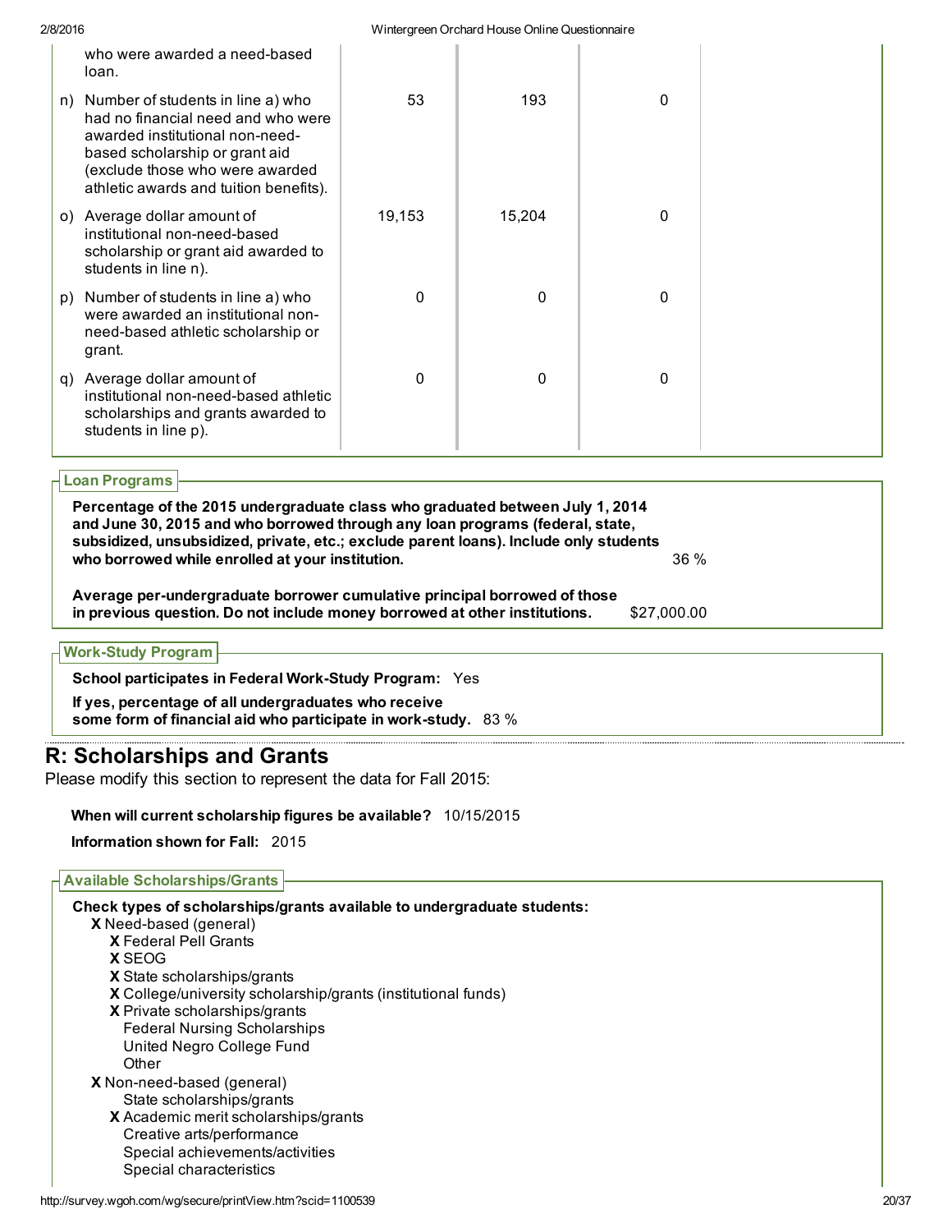| | | | | |
|---|---|---|---|---|
| who were awarded a need-based loan. | | | | |
| n) Number of students in line a) who had no financial need and who were awarded institutional non-need-based scholarship or grant aid (exclude those who were awarded athletic awards and tuition benefits). | 53 | 193 | 0 | |
| o) Average dollar amount of institutional non-need-based scholarship or grant aid awarded to students in line n). | 19,153 | 15,204 | 0 | |
| p) Number of students in line a) who were awarded an institutional non-need-based athletic scholarship or grant. | 0 | 0 | 0 | |
| q) Average dollar amount of institutional non-need-based athletic scholarships and grants awarded to students in line p). | 0 | 0 | 0 | |

### Loan Programs

**Percentage of the 2015 undergraduate class who graduated between July 1, 2014 and June 30, 2015 and who borrowed through any loan programs (federal, state, subsidized, unsubsidized, private, etc.; exclude parent loans). Include only students who borrowed while enrolled at your institution.** 36 %

**Average per-undergraduate borrower cumulative principal borrowed of those in previous question. Do not include money borrowed at other institutions.** $27,000.00

### Work-Study Program

**School participates in Federal Work-Study Program:** Yes

**If yes, percentage of all undergraduates who receive some form of financial aid who participate in work-study.** 83 %

## R: Scholarships and Grants

Please modify this section to represent the data for Fall 2015:

**When will current scholarship figures be available?** 10/15/2015

**Information shown for Fall:** 2015

### Available Scholarships/Grants

**Check types of scholarships/grants available to undergraduate students:**

- X Need-based (general)
  - X Federal Pell Grants
  - X SEOG
  - X State scholarships/grants
  - X College/university scholarship/grants (institutional funds)
  - X Private scholarships/grants
  - Federal Nursing Scholarships
  - United Negro College Fund
  - Other
- X Non-need-based (general)
  - State scholarships/grants
  - X Academic merit scholarships/grants
  - Creative arts/performance
  - Special achievements/activities
  - Special characteristics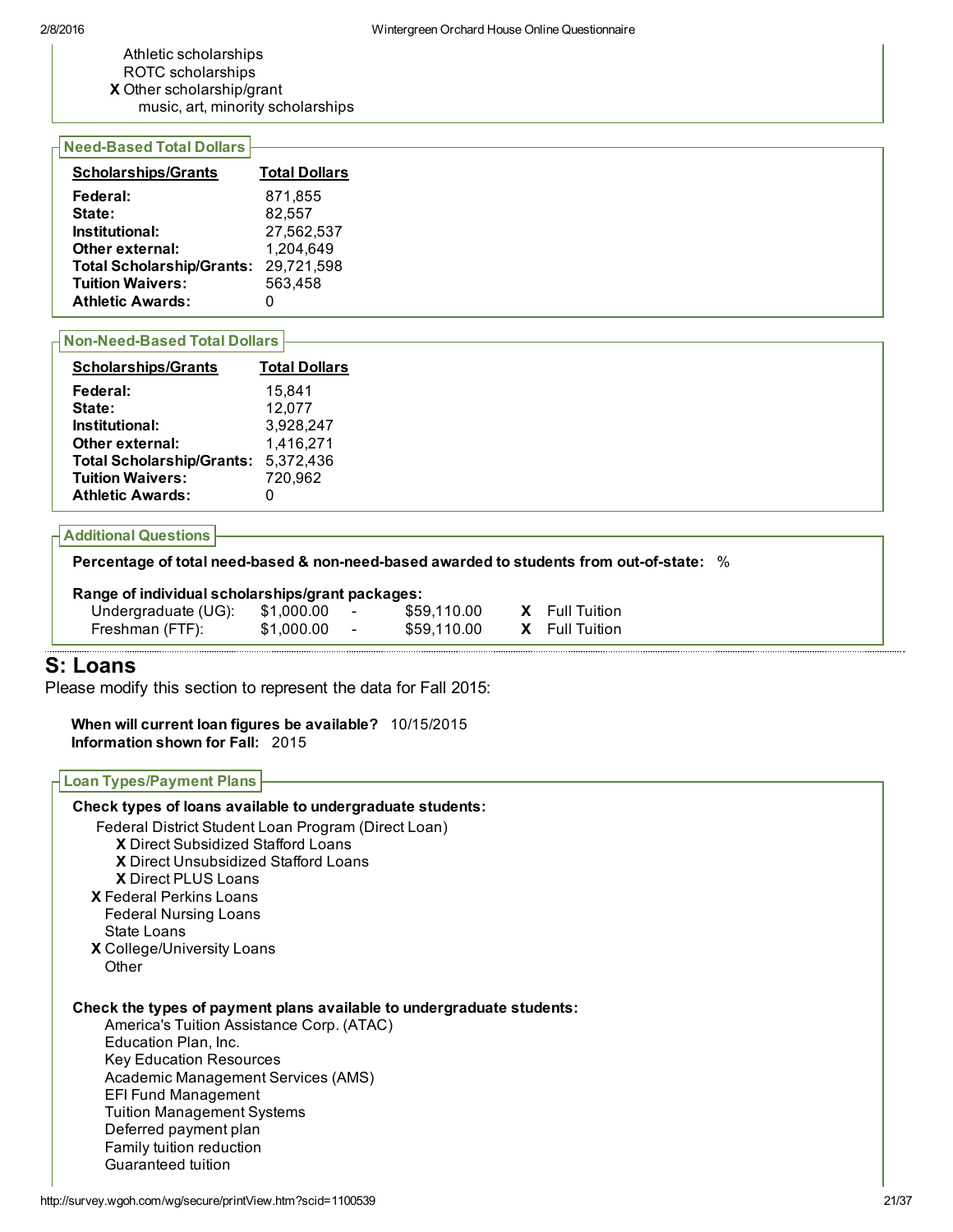Athletic scholarships
ROTC scholarships
**X** Other scholarship/grant
music, art, minority scholarships

### Need-Based Total Dollars

| Scholarships/Grants | Total Dollars |
| --- | --- |
| **Federal:** | 871,855 |
| **State:** | 82,557 |
| **Institutional:** | 27,562,537 |
| **Other external:** | 1,204,649 |
| **Total Scholarship/Grants:** | 29,721,598 |
| **Tuition Waivers:** | 563,458 |
| **Athletic Awards:** | 0 |

### Non-Need-Based Total Dollars

| Scholarships/Grants | Total Dollars |
| --- | --- |
| **Federal:** | 15,841 |
| **State:** | 12,077 |
| **Institutional:** | 3,928,247 |
| **Other external:** | 1,416,271 |
| **Total Scholarship/Grants:** | 5,372,436 |
| **Tuition Waivers:** | 720,962 |
| **Athletic Awards:** | 0 |

### Additional Questions

**Percentage of total need-based & non-need-based awarded to students from out-of-state:** %

**Range of individual scholarships/grant packages:**

| | | | | | |
| --- | --- | --- | --- | --- | --- |
| Undergraduate (UG): | $1,000.00 | - | $59,110.00 | X | Full Tuition |
| Freshman (FTF): | $1,000.00 | - | $59,110.00 | X | Full Tuition |

## S: Loans

Please modify this section to represent the data for Fall 2015:

**When will current loan figures be available?** 10/15/2015
**Information shown for Fall:** 2015

### Loan Types/Payment Plans

**Check types of loans available to undergraduate students:**

Federal District Student Loan Program (Direct Loan)
- **X** Direct Subsidized Stafford Loans
- **X** Direct Unsubsidized Stafford Loans
- **X** Direct PLUS Loans

**X** Federal Perkins Loans
Federal Nursing Loans
State Loans
**X** College/University Loans
Other

**Check the types of payment plans available to undergraduate students:**

America's Tuition Assistance Corp. (ATAC)
Education Plan, Inc.
Key Education Resources
Academic Management Services (AMS)
EFI Fund Management
Tuition Management Systems
Deferred payment plan
Family tuition reduction
Guaranteed tuition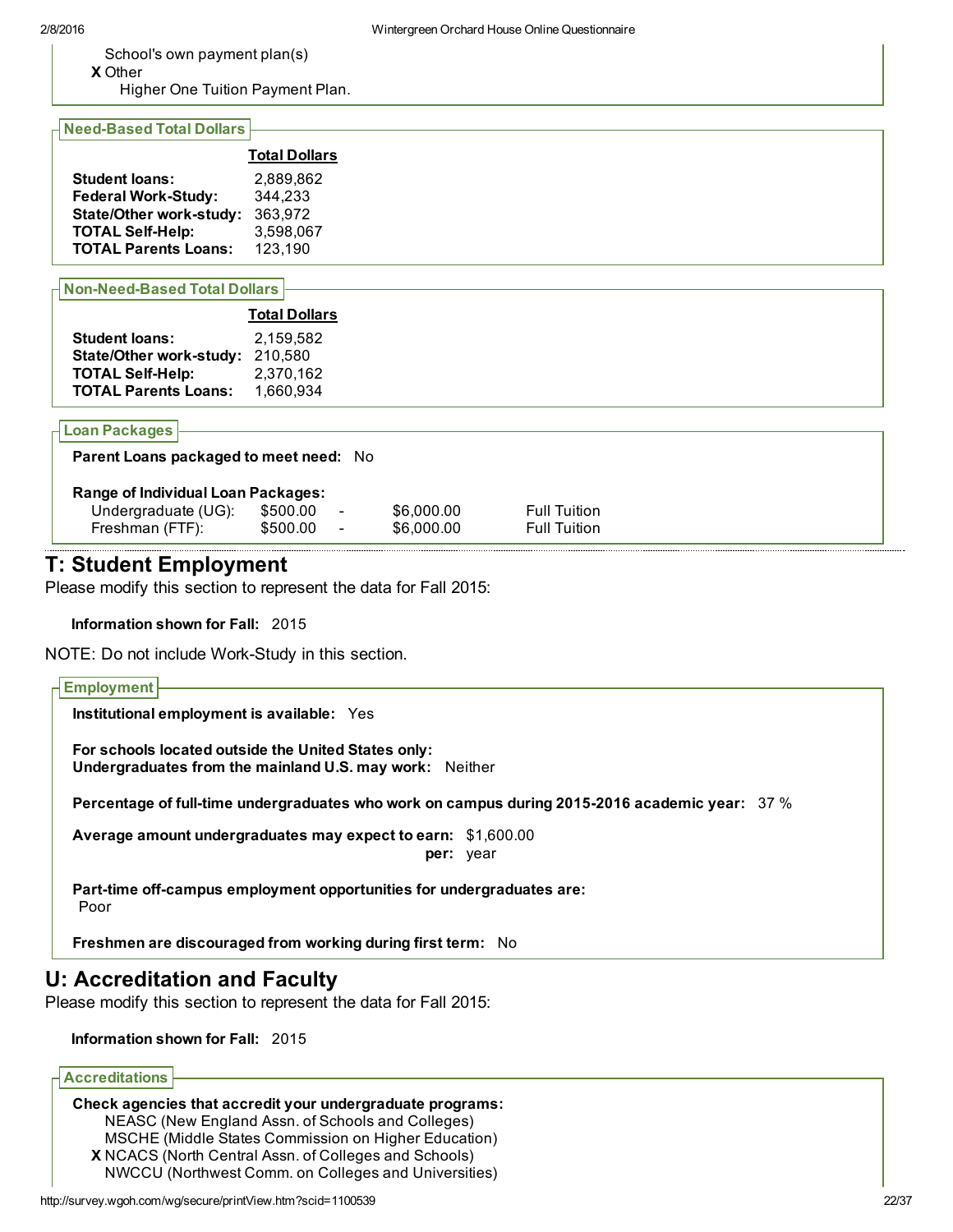School's own payment plan(s)
X Other
Higher One Tuition Payment Plan.

### Need-Based Total Dollars

| | Total Dollars |
|---|---|
| **Student loans:** | 2,889,862 |
| **Federal Work-Study:** | 344,233 |
| **State/Other work-study:** | 363,972 |
| **TOTAL Self-Help:** | 3,598,067 |
| **TOTAL Parents Loans:** | 123,190 |

### Non-Need-Based Total Dollars

| | Total Dollars |
|---|---|
| **Student loans:** | 2,159,582 |
| **State/Other work-study:** | 210,580 |
| **TOTAL Self-Help:** | 2,370,162 |
| **TOTAL Parents Loans:** | 1,660,934 |

### Loan Packages

**Parent Loans packaged to meet need:** No

**Range of Individual Loan Packages:**

| | | | | |
|---|---|---|---|---|
| Undergraduate (UG): | $500.00 | - | $6,000.00 | Full Tuition |
| Freshman (FTF): | $500.00 | - | $6,000.00 | Full Tuition |

## T: Student Employment

Please modify this section to represent the data for Fall 2015:

**Information shown for Fall:** 2015

NOTE: Do not include Work-Study in this section.

### Employment

**Institutional employment is available:** Yes

**For schools located outside the United States only:**
**Undergraduates from the mainland U.S. may work:** Neither

**Percentage of full-time undergraduates who work on campus during 2015-2016 academic year:** 37 %

**Average amount undergraduates may expect to earn:** $1,600.00
**per:** year

**Part-time off-campus employment opportunities for undergraduates are:**
Poor

**Freshmen are discouraged from working during first term:** No

## U: Accreditation and Faculty

Please modify this section to represent the data for Fall 2015:

**Information shown for Fall:** 2015

### Accreditations

**Check agencies that accredit your undergraduate programs:**
NEASC (New England Assn. of Schools and Colleges)
MSCHE (Middle States Commission on Higher Education)
X NCACS (North Central Assn. of Colleges and Schools)
NWCCU (Northwest Comm. on Colleges and Universities)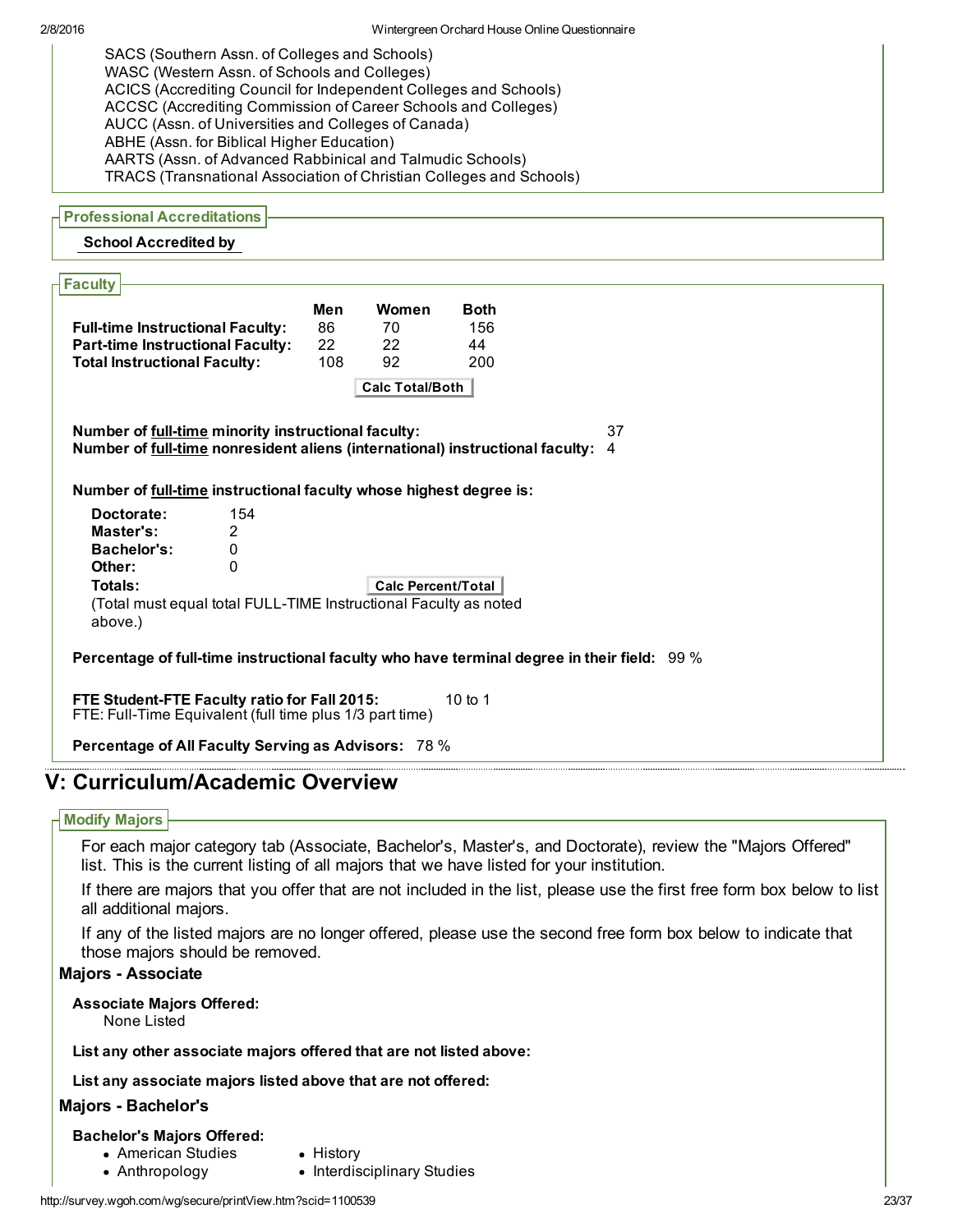SACS (Southern Assn. of Colleges and Schools)
WASC (Western Assn. of Schools and Colleges)
ACICS (Accrediting Council for Independent Colleges and Schools)
ACCSC (Accrediting Commission of Career Schools and Colleges)
AUCC (Assn. of Universities and Colleges of Canada)
ABHE (Assn. for Biblical Higher Education)
AARTS (Assn. of Advanced Rabbinical and Talmudic Schools)
TRACS (Transnational Association of Christian Colleges and Schools)

### Professional Accreditations

**School Accredited by**

### Faculty

| | Men | Women | Both |
|---|---|---|---|
| **Full-time Instructional Faculty:** | 86 | 70 | 156 |
| **Part-time Instructional Faculty:** | 22 | 22 | 44 |
| **Total Instructional Faculty:** | 108 | 92 | 200 |

Calc Total/Both

**Number of full-time minority instructional faculty:** 37
**Number of full-time nonresident aliens (international) instructional faculty:** 4

**Number of full-time instructional faculty whose highest degree is:**

| | |
|---|---|
| **Doctorate:** | 154 |
| **Master's:** | 2 |
| **Bachelor's:** | 0 |
| **Other:** | 0 |
| **Totals:** | |

Calc Percent/Total

(Total must equal total FULL-TIME Instructional Faculty as noted above.)

**Percentage of full-time instructional faculty who have terminal degree in their field:** 99 %

**FTE Student-FTE Faculty ratio for Fall 2015:** 10 to 1
FTE: Full-Time Equivalent (full time plus 1/3 part time)

**Percentage of All Faculty Serving as Advisors:** 78 %

## V: Curriculum/Academic Overview

### Modify Majors

For each major category tab (Associate, Bachelor's, Master's, and Doctorate), review the "Majors Offered" list. This is the current listing of all majors that we have listed for your institution.

If there are majors that you offer that are not included in the list, please use the first free form box below to list all additional majors.

If any of the listed majors are no longer offered, please use the second free form box below to indicate that those majors should be removed.

#### Majors - Associate

**Associate Majors Offered:**
None Listed

**List any other associate majors offered that are not listed above:**

**List any associate majors listed above that are not offered:**

#### Majors - Bachelor's

**Bachelor's Majors Offered:**

- American Studies
- Anthropology
- History
- Interdisciplinary Studies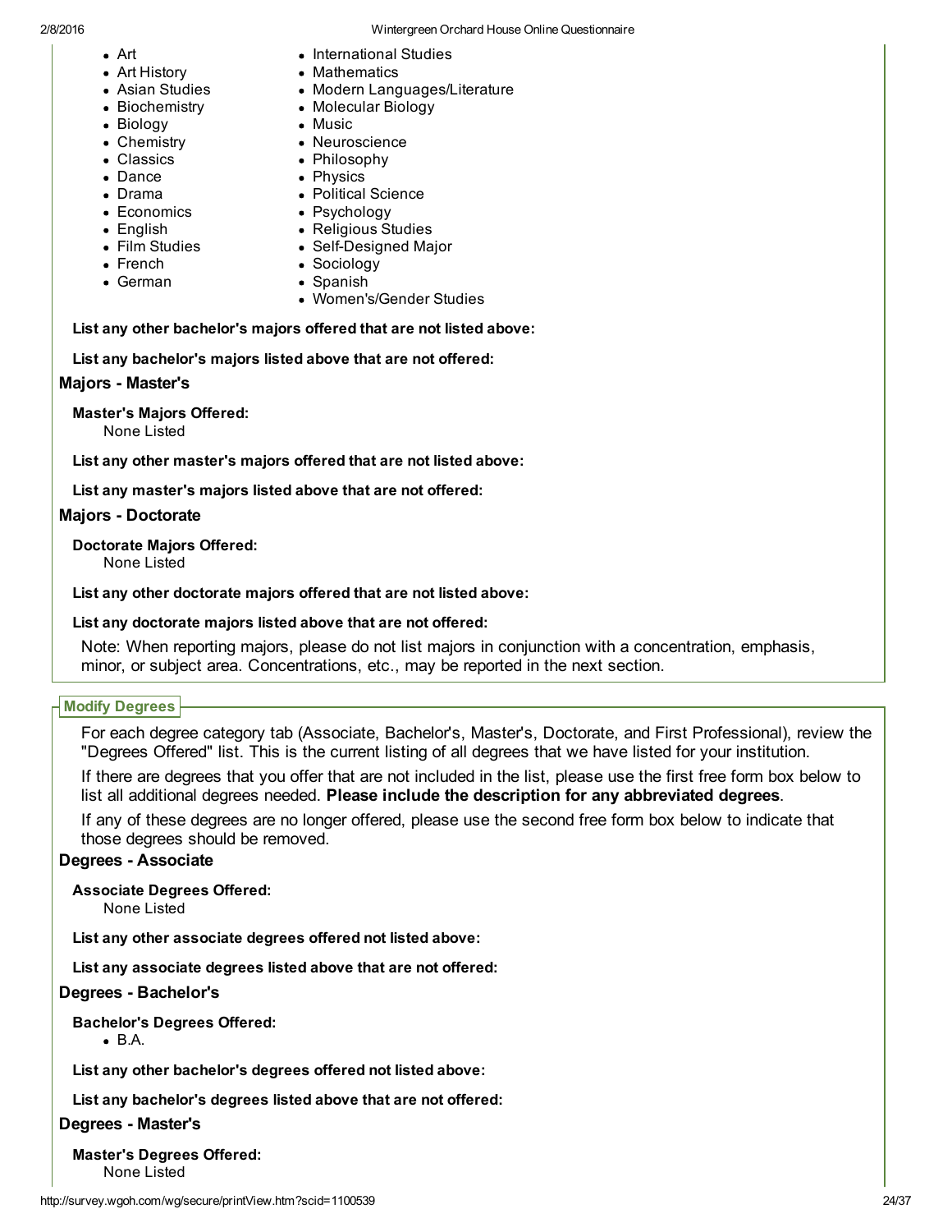- Art
- Art History
- Asian Studies
- Biochemistry
- Biology
- Chemistry
- Classics
- Dance
- Drama
- Economics
- English
- Film Studies
- French
- German
- International Studies
- Mathematics
- Modern Languages/Literature
- Molecular Biology
- Music
- Neuroscience
- Philosophy
- Physics
- Political Science
- Psychology
- Religious Studies
- Self-Designed Major
- Sociology
- Spanish
- Women's/Gender Studies

**List any other bachelor's majors offered that are not listed above:**

**List any bachelor's majors listed above that are not offered:**

### Majors - Master's

**Master's Majors Offered:**
None Listed

**List any other master's majors offered that are not listed above:**

**List any master's majors listed above that are not offered:**

### Majors - Doctorate

**Doctorate Majors Offered:**
None Listed

**List any other doctorate majors offered that are not listed above:**

**List any doctorate majors listed above that are not offered:**

Note: When reporting majors, please do not list majors in conjunction with a concentration, emphasis, minor, or subject area. Concentrations, etc., may be reported in the next section.

## Modify Degrees

For each degree category tab (Associate, Bachelor's, Master's, Doctorate, and First Professional), review the "Degrees Offered" list. This is the current listing of all degrees that we have listed for your institution.

If there are degrees that you offer that are not included in the list, please use the first free form box below to list all additional degrees needed. **Please include the description for any abbreviated degrees**.

If any of these degrees are no longer offered, please use the second free form box below to indicate that those degrees should be removed.

### Degrees - Associate

**Associate Degrees Offered:**
None Listed

**List any other associate degrees offered not listed above:**

**List any associate degrees listed above that are not offered:**

### Degrees - Bachelor's

**Bachelor's Degrees Offered:**

- B.A.

**List any other bachelor's degrees offered not listed above:**

**List any bachelor's degrees listed above that are not offered:**

### Degrees - Master's

**Master's Degrees Offered:**
None Listed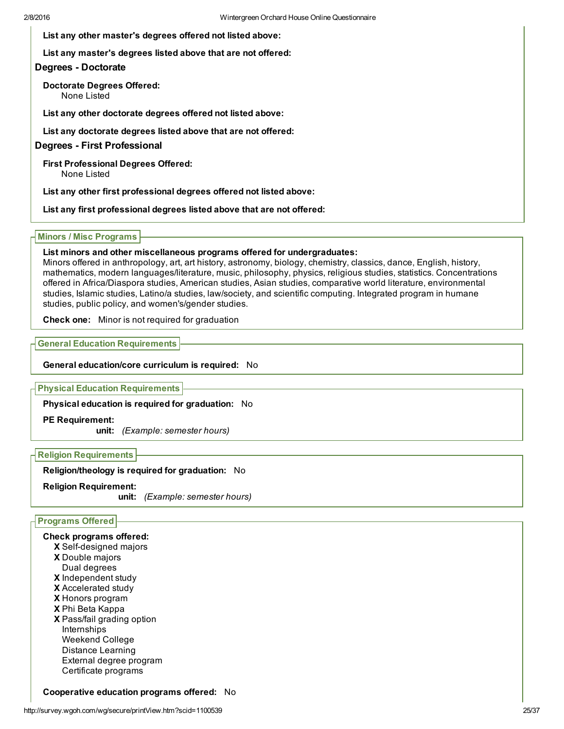**List any other master's degrees offered not listed above:**

**List any master's degrees listed above that are not offered:**

### Degrees - Doctorate

**Doctorate Degrees Offered:**
None Listed

**List any other doctorate degrees offered not listed above:**

**List any doctorate degrees listed above that are not offered:**

### Degrees - First Professional

**First Professional Degrees Offered:**
None Listed

**List any other first professional degrees offered not listed above:**

**List any first professional degrees listed above that are not offered:**

## Minors / Misc Programs

**List minors and other miscellaneous programs offered for undergraduates:**
Minors offered in anthropology, art, art history, astronomy, biology, chemistry, classics, dance, English, history, mathematics, modern languages/literature, music, philosophy, physics, religious studies, statistics. Concentrations offered in Africa/Diaspora studies, American studies, Asian studies, comparative world literature, environmental studies, Islamic studies, Latino/a studies, law/society, and scientific computing. Integrated program in humane studies, public policy, and women's/gender studies.

**Check one:** Minor is not required for graduation

## General Education Requirements

**General education/core curriculum is required:** No

## Physical Education Requirements

**Physical education is required for graduation:** No

**PE Requirement:**
**unit:** *(Example: semester hours)*

## Religion Requirements

**Religion/theology is required for graduation:** No

**Religion Requirement:**
**unit:** *(Example: semester hours)*

## Programs Offered

**Check programs offered:**

- **X** Self-designed majors
- **X** Double majors
- Dual degrees
- **X** Independent study
- **X** Accelerated study
- **X** Honors program
- **X** Phi Beta Kappa
- **X** Pass/fail grading option
- Internships
- Weekend College
- Distance Learning
- External degree program
- Certificate programs

**Cooperative education programs offered:** No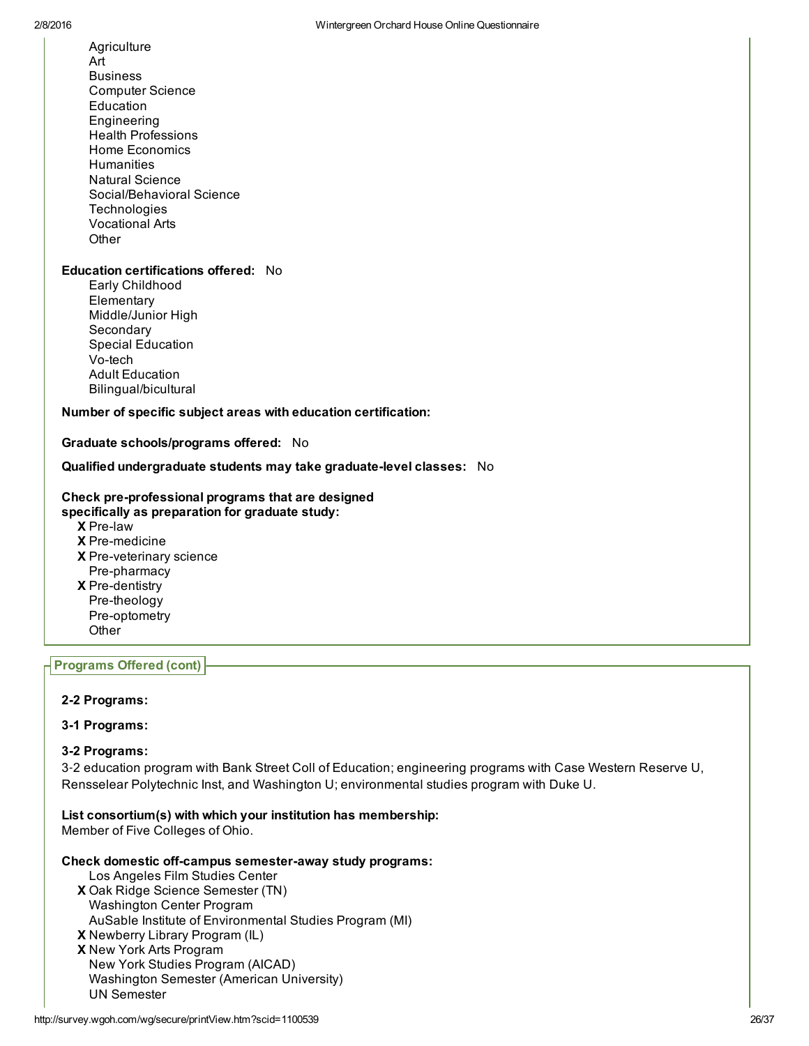Agriculture
Art
Business
Computer Science
Education
Engineering
Health Professions
Home Economics
Humanities
Natural Science
Social/Behavioral Science
Technologies
Vocational Arts
Other

**Education certifications offered:** No

Early Childhood
Elementary
Middle/Junior High
Secondary
Special Education
Vo-tech
Adult Education
Bilingual/bicultural

**Number of specific subject areas with education certification:**

**Graduate schools/programs offered:** No

**Qualified undergraduate students may take graduate-level classes:** No

**Check pre-professional programs that are designed specifically as preparation for graduate study:**

X Pre-law
X Pre-medicine
X Pre-veterinary science
Pre-pharmacy
X Pre-dentistry
Pre-theology
Pre-optometry
Other

## Programs Offered (cont)

**2-2 Programs:**

**3-1 Programs:**

**3-2 Programs:**
3-2 education program with Bank Street Coll of Education; engineering programs with Case Western Reserve U, Rensselear Polytechnic Inst, and Washington U; environmental studies program with Duke U.

**List consortium(s) with which your institution has membership:**
Member of Five Colleges of Ohio.

**Check domestic off-campus semester-away study programs:**

Los Angeles Film Studies Center
X Oak Ridge Science Semester (TN)
Washington Center Program
AuSable Institute of Environmental Studies Program (MI)
X Newberry Library Program (IL)
X New York Arts Program
New York Studies Program (AICAD)
Washington Semester (American University)
UN Semester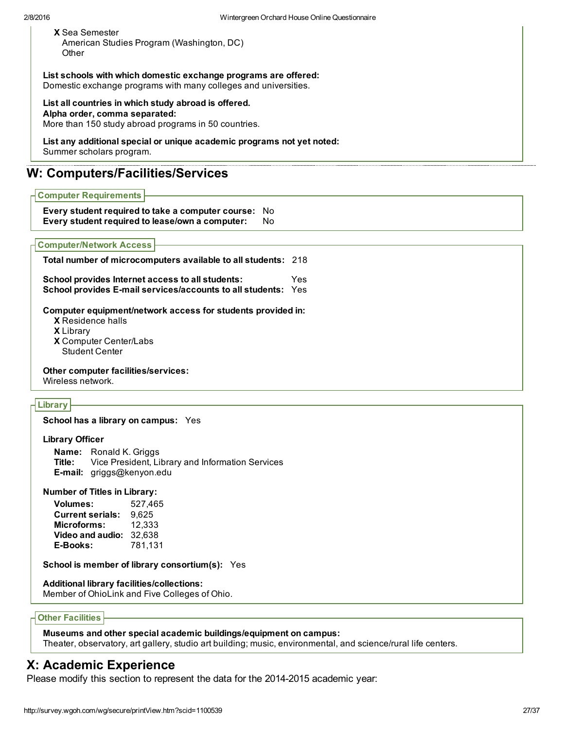**X** Sea Semester
American Studies Program (Washington, DC)
Other

**List schools with which domestic exchange programs are offered:**
Domestic exchange programs with many colleges and universities.

**List all countries in which study abroad is offered.**
**Alpha order, comma separated:**
More than 150 study abroad programs in 50 countries.

**List any additional special or unique academic programs not yet noted:**
Summer scholars program.

## W: Computers/Facilities/Services

### Computer Requirements

**Every student required to take a computer course:** No
**Every student required to lease/own a computer:** No

### Computer/Network Access

**Total number of microcomputers available to all students:** 218

**School provides Internet access to all students:** Yes
**School provides E-mail services/accounts to all students:** Yes

**Computer equipment/network access for students provided in:**

**X** Residence halls
**X** Library
**X** Computer Center/Labs
Student Center

**Other computer facilities/services:**
Wireless network.

### Library

**School has a library on campus:** Yes

**Library Officer**

**Name:** Ronald K. Griggs
**Title:** Vice President, Library and Information Services
**E-mail:** griggs@kenyon.edu

**Number of Titles in Library:**

| | |
|---|---|
| **Volumes:** | 527,465 |
| **Current serials:** | 9,625 |
| **Microforms:** | 12,333 |
| **Video and audio:** | 32,638 |
| **E-Books:** | 781,131 |

**School is member of library consortium(s):** Yes

**Additional library facilities/collections:**
Member of OhioLink and Five Colleges of Ohio.

### Other Facilities

**Museums and other special academic buildings/equipment on campus:**
Theater, observatory, art gallery, studio art building; music, environmental, and science/rural life centers.

## X: Academic Experience

Please modify this section to represent the data for the 2014-2015 academic year: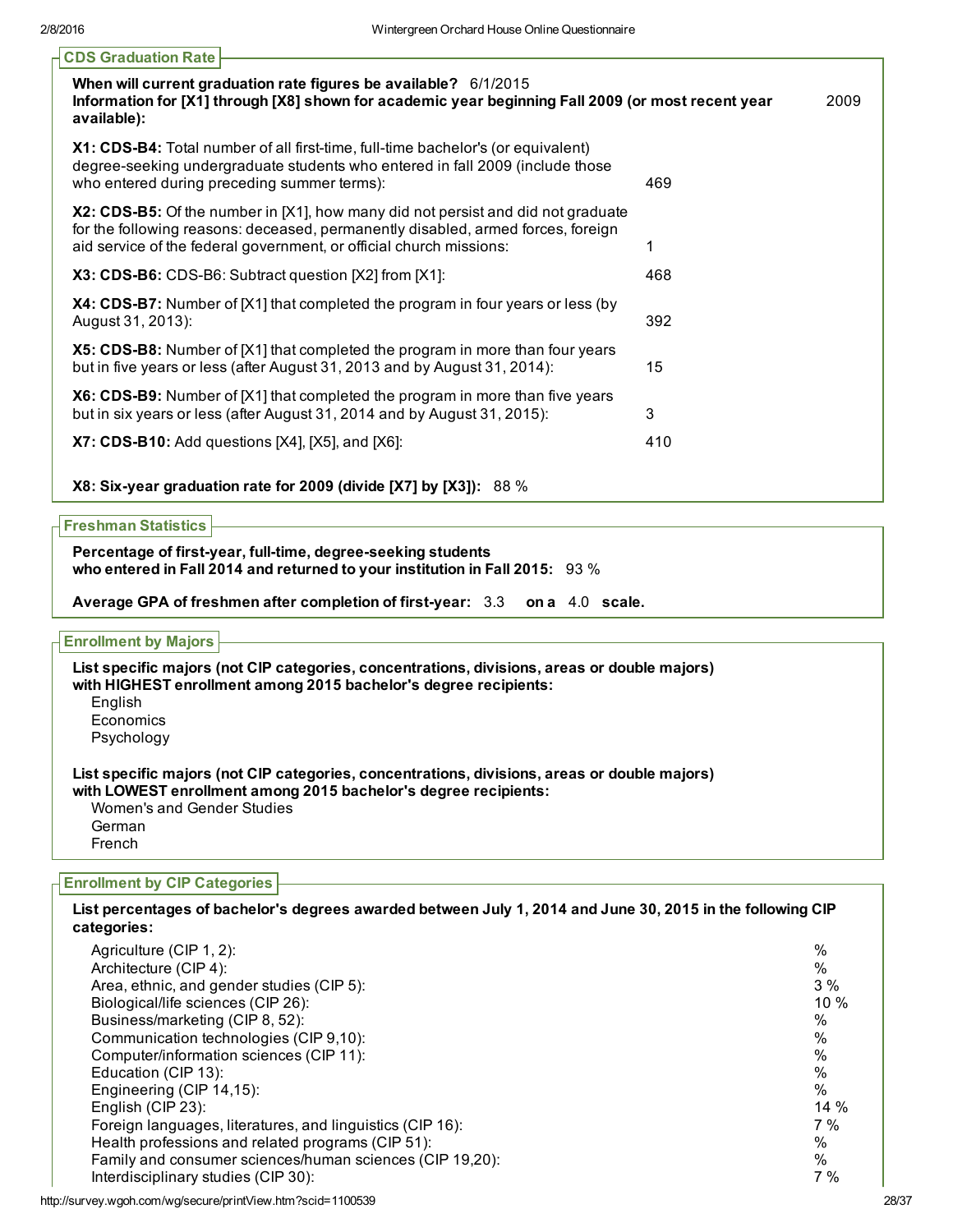## CDS Graduation Rate

**When will current graduation rate figures be available?** 6/1/2015

**Information for [X1] through [X8] shown for academic year beginning Fall 2009 (or most recent year available):** 2009

| | |
|---|---|
| **X1: CDS-B4:** Total number of all first-time, full-time bachelor's (or equivalent) degree-seeking undergraduate students who entered in fall 2009 (include those who entered during preceding summer terms): | 469 |
| **X2: CDS-B5:** Of the number in [X1], how many did not persist and did not graduate for the following reasons: deceased, permanently disabled, armed forces, foreign aid service of the federal government, or official church missions: | 1 |
| **X3: CDS-B6:** CDS-B6: Subtract question [X2] from [X1]: | 468 |
| **X4: CDS-B7:** Number of [X1] that completed the program in four years or less (by August 31, 2013): | 392 |
| **X5: CDS-B8:** Number of [X1] that completed the program in more than four years but in five years or less (after August 31, 2013 and by August 31, 2014): | 15 |
| **X6: CDS-B9:** Number of [X1] that completed the program in more than five years but in six years or less (after August 31, 2014 and by August 31, 2015): | 3 |
| **X7: CDS-B10:** Add questions [X4], [X5], and [X6]: | 410 |

**X8: Six-year graduation rate for 2009 (divide [X7] by [X3]):** 88 %

## Freshman Statistics

**Percentage of first-year, full-time, degree-seeking students who entered in Fall 2014 and returned to your institution in Fall 2015:** 93 %

**Average GPA of freshmen after completion of first-year:** 3.3 **on a** 4.0 **scale.**

## Enrollment by Majors

**List specific majors (not CIP categories, concentrations, divisions, areas or double majors) with HIGHEST enrollment among 2015 bachelor's degree recipients:**

- English
- Economics
- Psychology

**List specific majors (not CIP categories, concentrations, divisions, areas or double majors) with LOWEST enrollment among 2015 bachelor's degree recipients:**

- Women's and Gender Studies
- German
- French

## Enrollment by CIP Categories

**List percentages of bachelor's degrees awarded between July 1, 2014 and June 30, 2015 in the following CIP categories:**

| | |
|---|---|
| Agriculture (CIP 1, 2): | % |
| Architecture (CIP 4): | % |
| Area, ethnic, and gender studies (CIP 5): | 3 % |
| Biological/life sciences (CIP 26): | 10 % |
| Business/marketing (CIP 8, 52): | % |
| Communication technologies (CIP 9,10): | % |
| Computer/information sciences (CIP 11): | % |
| Education (CIP 13): | % |
| Engineering (CIP 14,15): | % |
| English (CIP 23): | 14 % |
| Foreign languages, literatures, and linguistics (CIP 16): | 7 % |
| Health professions and related programs (CIP 51): | % |
| Family and consumer sciences/human sciences (CIP 19,20): | % |
| Interdisciplinary studies (CIP 30): | 7 % |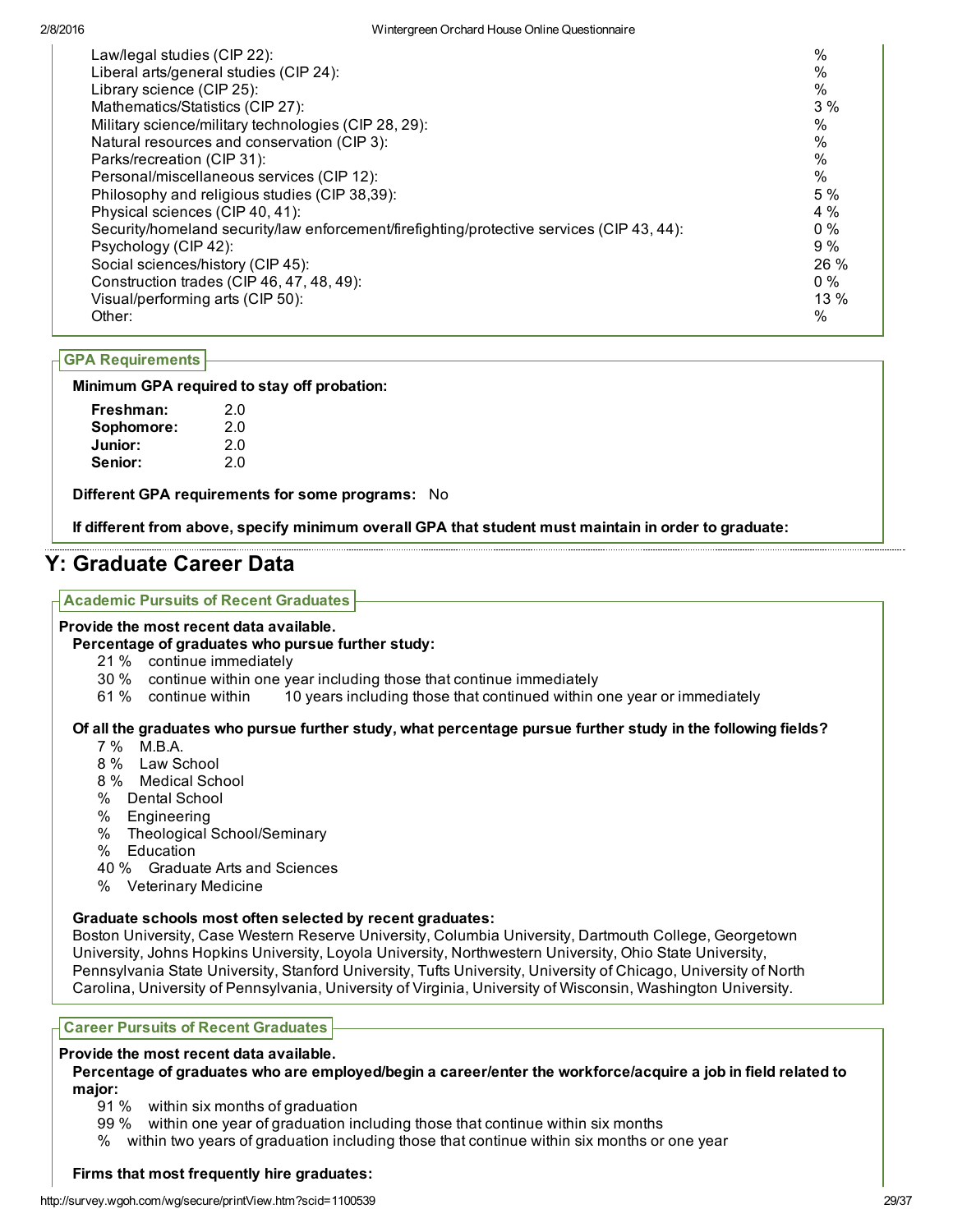| Field | % |
|---|---|
| Law/legal studies (CIP 22): | % |
| Liberal arts/general studies (CIP 24): | % |
| Library science (CIP 25): | % |
| Mathematics/Statistics (CIP 27): | 3 % |
| Military science/military technologies (CIP 28, 29): | % |
| Natural resources and conservation (CIP 3): | % |
| Parks/recreation (CIP 31): | % |
| Personal/miscellaneous services (CIP 12): | % |
| Philosophy and religious studies (CIP 38,39): | 5 % |
| Physical sciences (CIP 40, 41): | 4 % |
| Security/homeland security/law enforcement/firefighting/protective services (CIP 43, 44): | 0 % |
| Psychology (CIP 42): | 9 % |
| Social sciences/history (CIP 45): | 26 % |
| Construction trades (CIP 46, 47, 48, 49): | 0 % |
| Visual/performing arts (CIP 50): | 13 % |
| Other: | % |

### GPA Requirements

**Minimum GPA required to stay off probation:**

| | |
|---|---|
| **Freshman:** | 2.0 |
| **Sophomore:** | 2.0 |
| **Junior:** | 2.0 |
| **Senior:** | 2.0 |

**Different GPA requirements for some programs:** No

**If different from above, specify minimum overall GPA that student must maintain in order to graduate:**

## Y: Graduate Career Data

### Academic Pursuits of Recent Graduates

**Provide the most recent data available.**

**Percentage of graduates who pursue further study:**

- 21 % continue immediately
- 30 % continue within one year including those that continue immediately
- 61 % continue within 10 years including those that continued within one year or immediately

**Of all the graduates who pursue further study, what percentage pursue further study in the following fields?**

- 7 % M.B.A.
- 8 % Law School
- 8 % Medical School
- % Dental School
- % Engineering
- % Theological School/Seminary
- % Education
- 40 % Graduate Arts and Sciences
- % Veterinary Medicine

**Graduate schools most often selected by recent graduates:**

Boston University, Case Western Reserve University, Columbia University, Dartmouth College, Georgetown University, Johns Hopkins University, Loyola University, Northwestern University, Ohio State University, Pennsylvania State University, Stanford University, Tufts University, University of Chicago, University of North Carolina, University of Pennsylvania, University of Virginia, University of Wisconsin, Washington University.

### Career Pursuits of Recent Graduates

**Provide the most recent data available.**

**Percentage of graduates who are employed/begin a career/enter the workforce/acquire a job in field related to major:**

- 91 % within six months of graduation
- 99 % within one year of graduation including those that continue within six months
- % within two years of graduation including those that continue within six months or one year

**Firms that most frequently hire graduates:**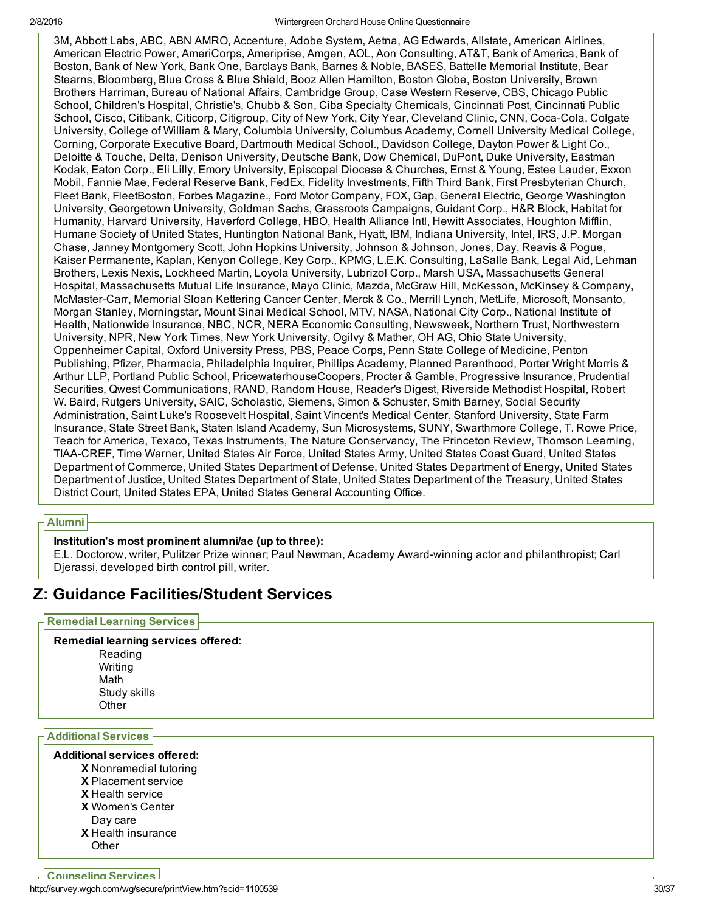3M, Abbott Labs, ABC, ABN AMRO, Accenture, Adobe System, Aetna, AG Edwards, Allstate, American Airlines, American Electric Power, AmeriCorps, Ameriprise, Amgen, AOL, Aon Consulting, AT&T, Bank of America, Bank of Boston, Bank of New York, Bank One, Barclays Bank, Barnes & Noble, BASES, Battelle Memorial Institute, Bear Stearns, Bloomberg, Blue Cross & Blue Shield, Booz Allen Hamilton, Boston Globe, Boston University, Brown Brothers Harriman, Bureau of National Affairs, Cambridge Group, Case Western Reserve, CBS, Chicago Public School, Children's Hospital, Christie's, Chubb & Son, Ciba Specialty Chemicals, Cincinnati Post, Cincinnati Public School, Cisco, Citibank, Citicorp, Citigroup, City of New York, City Year, Cleveland Clinic, CNN, Coca-Cola, Colgate University, College of William & Mary, Columbia University, Columbus Academy, Cornell University Medical College, Corning, Corporate Executive Board, Dartmouth Medical School., Davidson College, Dayton Power & Light Co., Deloitte & Touche, Delta, Denison University, Deutsche Bank, Dow Chemical, DuPont, Duke University, Eastman Kodak, Eaton Corp., Eli Lilly, Emory University, Episcopal Diocese & Churches, Ernst & Young, Estee Lauder, Exxon Mobil, Fannie Mae, Federal Reserve Bank, FedEx, Fidelity Investments, Fifth Third Bank, First Presbyterian Church, Fleet Bank, FleetBoston, Forbes Magazine., Ford Motor Company, FOX, Gap, General Electric, George Washington University, Georgetown University, Goldman Sachs, Grassroots Campaigns, Guidant Corp., H&R Block, Habitat for Humanity, Harvard University, Haverford College, HBO, Health Alliance Intl, Hewitt Associates, Houghton Mifflin, Humane Society of United States, Huntington National Bank, Hyatt, IBM, Indiana University, Intel, IRS, J.P. Morgan Chase, Janney Montgomery Scott, John Hopkins University, Johnson & Johnson, Jones, Day, Reavis & Pogue, Kaiser Permanente, Kaplan, Kenyon College, Key Corp., KPMG, L.E.K. Consulting, LaSalle Bank, Legal Aid, Lehman Brothers, Lexis Nexis, Lockheed Martin, Loyola University, Lubrizol Corp., Marsh USA, Massachusetts General Hospital, Massachusetts Mutual Life Insurance, Mayo Clinic, Mazda, McGraw Hill, McKesson, McKinsey & Company, McMaster-Carr, Memorial Sloan Kettering Cancer Center, Merck & Co., Merrill Lynch, MetLife, Microsoft, Monsanto, Morgan Stanley, Morningstar, Mount Sinai Medical School, MTV, NASA, National City Corp., National Institute of Health, Nationwide Insurance, NBC, NCR, NERA Economic Consulting, Newsweek, Northern Trust, Northwestern University, NPR, New York Times, New York University, Ogilvy & Mather, OH AG, Ohio State University, Oppenheimer Capital, Oxford University Press, PBS, Peace Corps, Penn State College of Medicine, Penton Publishing, Pfizer, Pharmacia, Philadelphia Inquirer, Phillips Academy, Planned Parenthood, Porter Wright Morris & Arthur LLP, Portland Public School, PricewaterhouseCoopers, Procter & Gamble, Progressive Insurance, Prudential Securities, Qwest Communications, RAND, Random House, Reader's Digest, Riverside Methodist Hospital, Robert W. Baird, Rutgers University, SAIC, Scholastic, Siemens, Simon & Schuster, Smith Barney, Social Security Administration, Saint Luke's Roosevelt Hospital, Saint Vincent's Medical Center, Stanford University, State Farm Insurance, State Street Bank, Staten Island Academy, Sun Microsystems, SUNY, Swarthmore College, T. Rowe Price, Teach for America, Texaco, Texas Instruments, The Nature Conservancy, The Princeton Review, Thomson Learning, TIAA-CREF, Time Warner, United States Air Force, United States Army, United States Coast Guard, United States Department of Commerce, United States Department of Defense, United States Department of Energy, United States Department of Justice, United States Department of State, United States Department of the Treasury, United States District Court, United States EPA, United States General Accounting Office.

### Alumni

**Institution's most prominent alumni/ae (up to three):**
E.L. Doctorow, writer, Pulitzer Prize winner; Paul Newman, Academy Award-winning actor and philanthropist; Carl Djerassi, developed birth control pill, writer.

## Z: Guidance Facilities/Student Services

### Remedial Learning Services

**Remedial learning services offered:**

- Reading
- Writing
- Math
- Study skills
- Other

### Additional Services

**Additional services offered:**

- **X** Nonremedial tutoring
- **X** Placement service
- **X** Health service
- **X** Women's Center
- Day care
- **X** Health insurance
- Other

### Counseling Services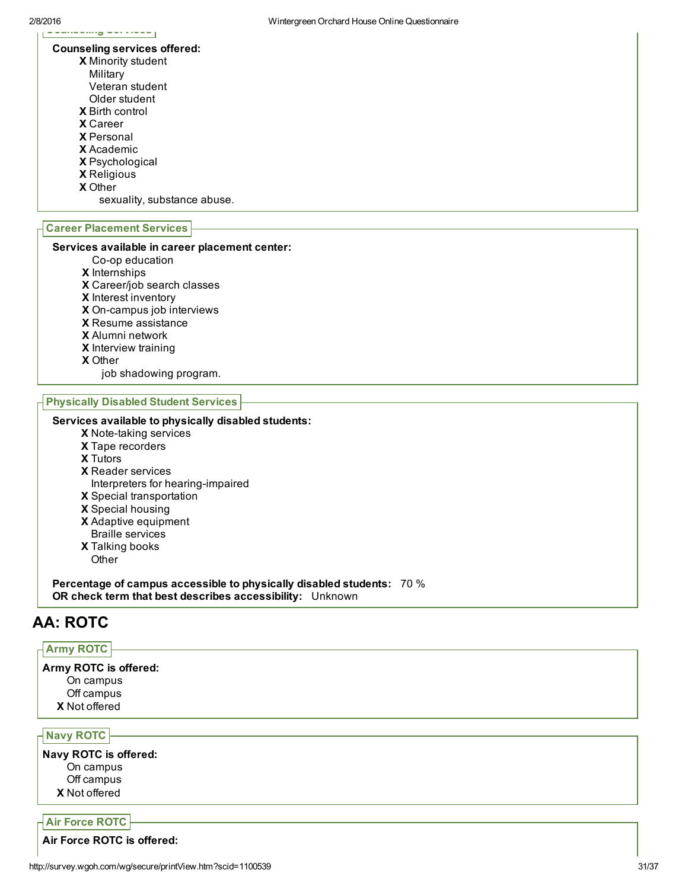### Counseling Services

**Counseling services offered:**

- X Minority student
- Military
- Veteran student
- Older student
- X Birth control
- X Career
- X Personal
- X Academic
- X Psychological
- X Religious
- X Other
  - sexuality, substance abuse.

### Career Placement Services

**Services available in career placement center:**

- Co-op education
- X Internships
- X Career/job search classes
- X Interest inventory
- X On-campus job interviews
- X Resume assistance
- X Alumni network
- X Interview training
- X Other
  - job shadowing program.

### Physically Disabled Student Services

**Services available to physically disabled students:**

- X Note-taking services
- X Tape recorders
- X Tutors
- X Reader services
- Interpreters for hearing-impaired
- X Special transportation
- X Special housing
- X Adaptive equipment
- Braille services
- X Talking books
- Other

**Percentage of campus accessible to physically disabled students:** 70 %
**OR check term that best describes accessibility:** Unknown

## AA: ROTC

### Army ROTC

**Army ROTC is offered:**

- On campus
- Off campus
- X Not offered

### Navy ROTC

**Navy ROTC is offered:**

- On campus
- Off campus
- X Not offered

### Air Force ROTC

**Air Force ROTC is offered:**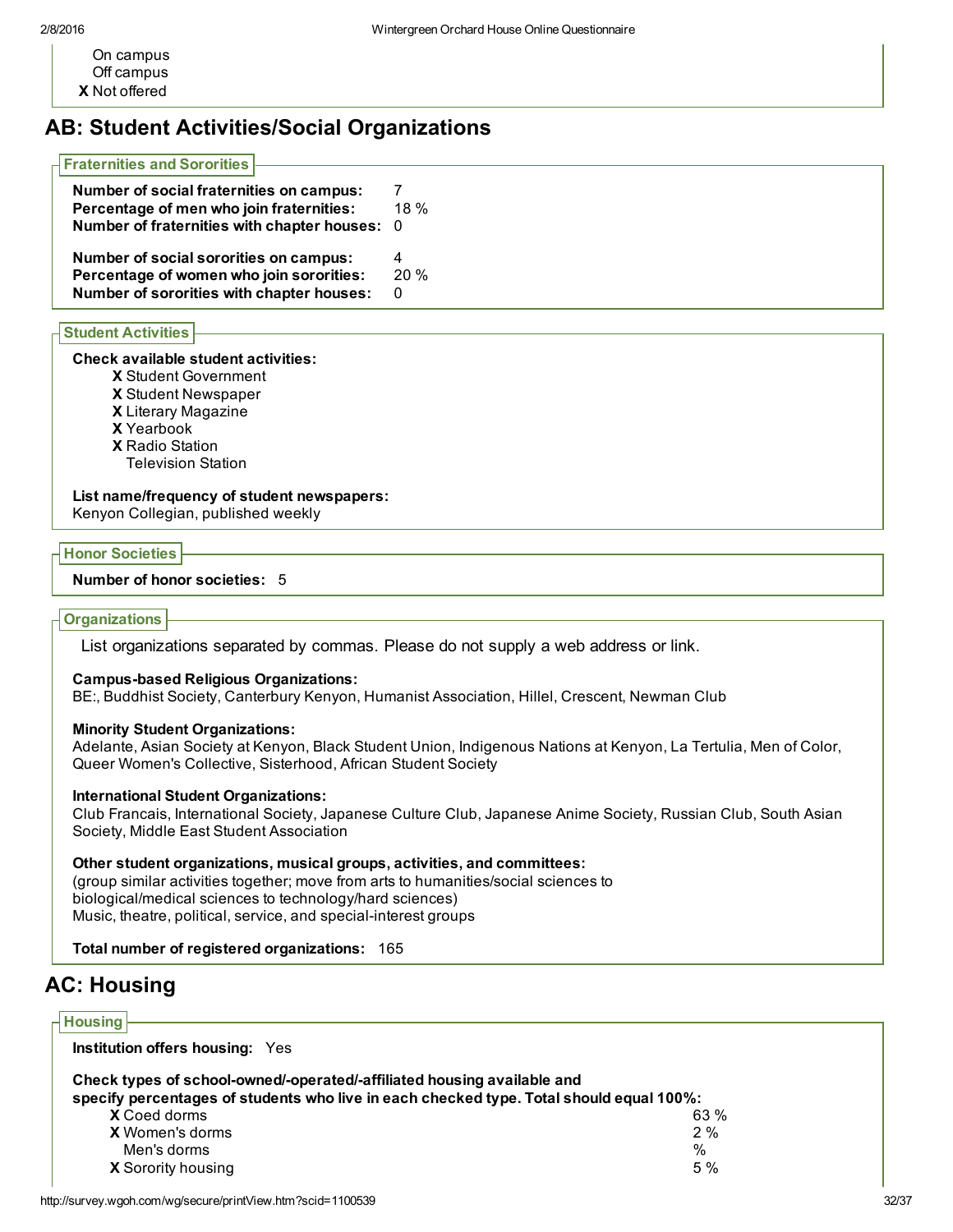On campus
Off campus
**X** Not offered

## AB: Student Activities/Social Organizations

### Fraternities and Sororities

**Number of social fraternities on campus:** 7
**Percentage of men who join fraternities:** 18 %
**Number of fraternities with chapter houses:** 0

**Number of social sororities on campus:** 4
**Percentage of women who join sororities:** 20 %
**Number of sororities with chapter houses:** 0

### Student Activities

**Check available student activities:**

- **X** Student Government
- **X** Student Newspaper
- **X** Literary Magazine
- **X** Yearbook
- **X** Radio Station
- Television Station

**List name/frequency of student newspapers:**
Kenyon Collegian, published weekly

### Honor Societies

**Number of honor societies:** 5

### Organizations

List organizations separated by commas. Please do not supply a web address or link.

**Campus-based Religious Organizations:**
BE:, Buddhist Society, Canterbury Kenyon, Humanist Association, Hillel, Crescent, Newman Club

**Minority Student Organizations:**
Adelante, Asian Society at Kenyon, Black Student Union, Indigenous Nations at Kenyon, La Tertulia, Men of Color, Queer Women's Collective, Sisterhood, African Student Society

**International Student Organizations:**
Club Francais, International Society, Japanese Culture Club, Japanese Anime Society, Russian Club, South Asian Society, Middle East Student Association

**Other student organizations, musical groups, activities, and committees:**
(group similar activities together; move from arts to humanities/social sciences to biological/medical sciences to technology/hard sciences)
Music, theatre, political, service, and special-interest groups

**Total number of registered organizations:** 165

## AC: Housing

### Housing

**Institution offers housing:** Yes

**Check types of school-owned/-operated/-affiliated housing available and specify percentages of students who live in each checked type. Total should equal 100%:**

| | Type | Percentage |
|---|---|---|
| **X** | Coed dorms | 63 % |
| **X** | Women's dorms | 2 % |
| | Men's dorms | % |
| **X** | Sorority housing | 5 % |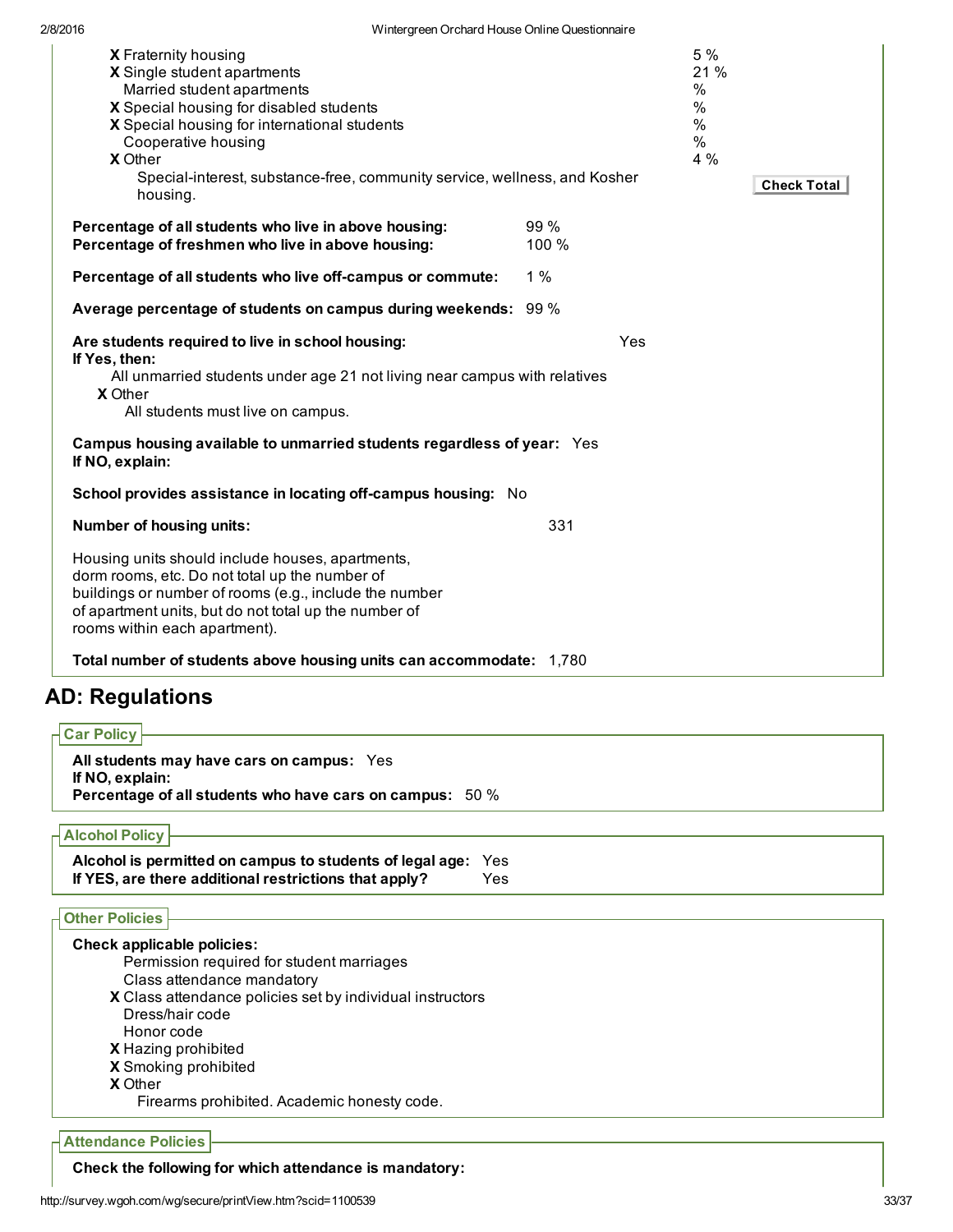- **X** Fraternity housing — 5 %
- **X** Single student apartments — 21 %
- Married student apartments — %
- **X** Special housing for disabled students — %
- **X** Special housing for international students — %
- Cooperative housing — %
- **X** Other — 4 %
  - Special-interest, substance-free, community service, wellness, and Kosher housing.

Check Total

**Percentage of all students who live in above housing:** 99 %
**Percentage of freshmen who live in above housing:** 100 %

**Percentage of all students who live off-campus or commute:** 1 %

**Average percentage of students on campus during weekends:** 99 %

**Are students required to live in school housing:** Yes
**If Yes, then:**
- All unmarried students under age 21 not living near campus with relatives
- **X** Other
  - All students must live on campus.

**Campus housing available to unmarried students regardless of year:** Yes
**If NO, explain:**

**School provides assistance in locating off-campus housing:** No

**Number of housing units:** 331

Housing units should include houses, apartments, dorm rooms, etc. Do not total up the number of buildings or number of rooms (e.g., include the number of apartment units, but do not total up the number of rooms within each apartment).

**Total number of students above housing units can accommodate:** 1,780

## AD: Regulations

### Car Policy

**All students may have cars on campus:** Yes
**If NO, explain:**
**Percentage of all students who have cars on campus:** 50 %

### Alcohol Policy

**Alcohol is permitted on campus to students of legal age:** Yes
**If YES, are there additional restrictions that apply?** Yes

### Other Policies

**Check applicable policies:**
- Permission required for student marriages
- Class attendance mandatory
- **X** Class attendance policies set by individual instructors
- Dress/hair code
- Honor code
- **X** Hazing prohibited
- **X** Smoking prohibited
- **X** Other
  - Firearms prohibited. Academic honesty code.

### Attendance Policies

**Check the following for which attendance is mandatory:**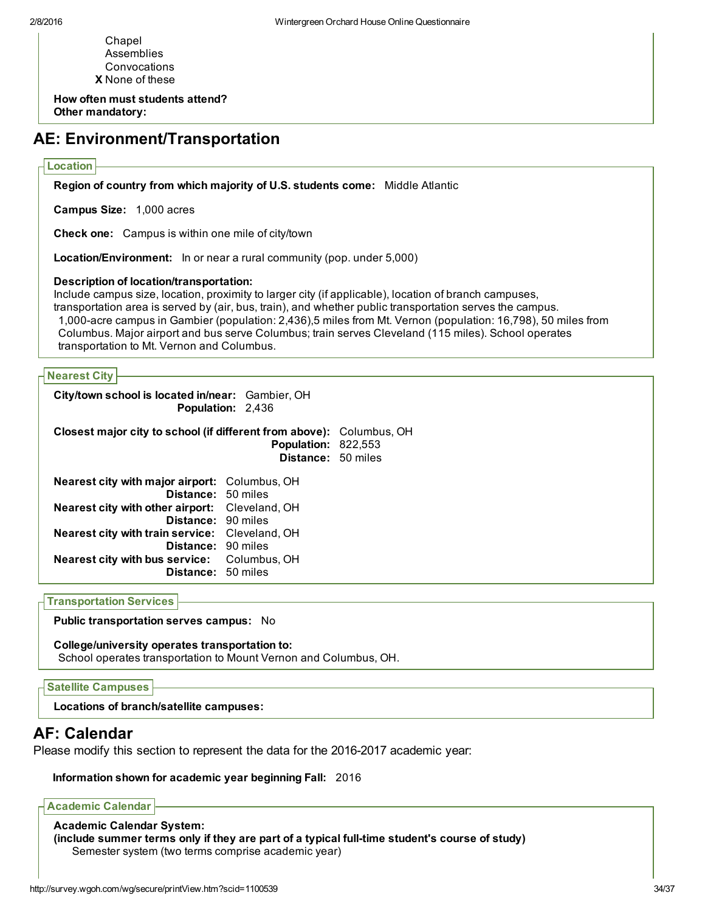Chapel
Assemblies
Convocations
**X** None of these

**How often must students attend?**
**Other mandatory:**

## AE: Environment/Transportation

### Location

**Region of country from which majority of U.S. students come:** Middle Atlantic

**Campus Size:** 1,000 acres

**Check one:** Campus is within one mile of city/town

**Location/Environment:** In or near a rural community (pop. under 5,000)

**Description of location/transportation:**
Include campus size, location, proximity to larger city (if applicable), location of branch campuses, transportation area is served by (air, bus, train), and whether public transportation serves the campus.
1,000-acre campus in Gambier (population: 2,436),5 miles from Mt. Vernon (population: 16,798), 50 miles from Columbus. Major airport and bus serve Columbus; train serves Cleveland (115 miles). School operates transportation to Mt. Vernon and Columbus.

### Nearest City

**City/town school is located in/near:** Gambier, OH
**Population:** 2,436

**Closest major city to school (if different from above):** Columbus, OH
**Population:** 822,553
**Distance:** 50 miles

**Nearest city with major airport:** Columbus, OH
**Distance:** 50 miles
**Nearest city with other airport:** Cleveland, OH
**Distance:** 90 miles
**Nearest city with train service:** Cleveland, OH
**Distance:** 90 miles
**Nearest city with bus service:** Columbus, OH
**Distance:** 50 miles

### Transportation Services

**Public transportation serves campus:** No

**College/university operates transportation to:**
School operates transportation to Mount Vernon and Columbus, OH.

### Satellite Campuses

**Locations of branch/satellite campuses:**

## AF: Calendar

Please modify this section to represent the data for the 2016-2017 academic year:

**Information shown for academic year beginning Fall:** 2016

### Academic Calendar

**Academic Calendar System:**
**(include summer terms only if they are part of a typical full-time student's course of study)**
Semester system (two terms comprise academic year)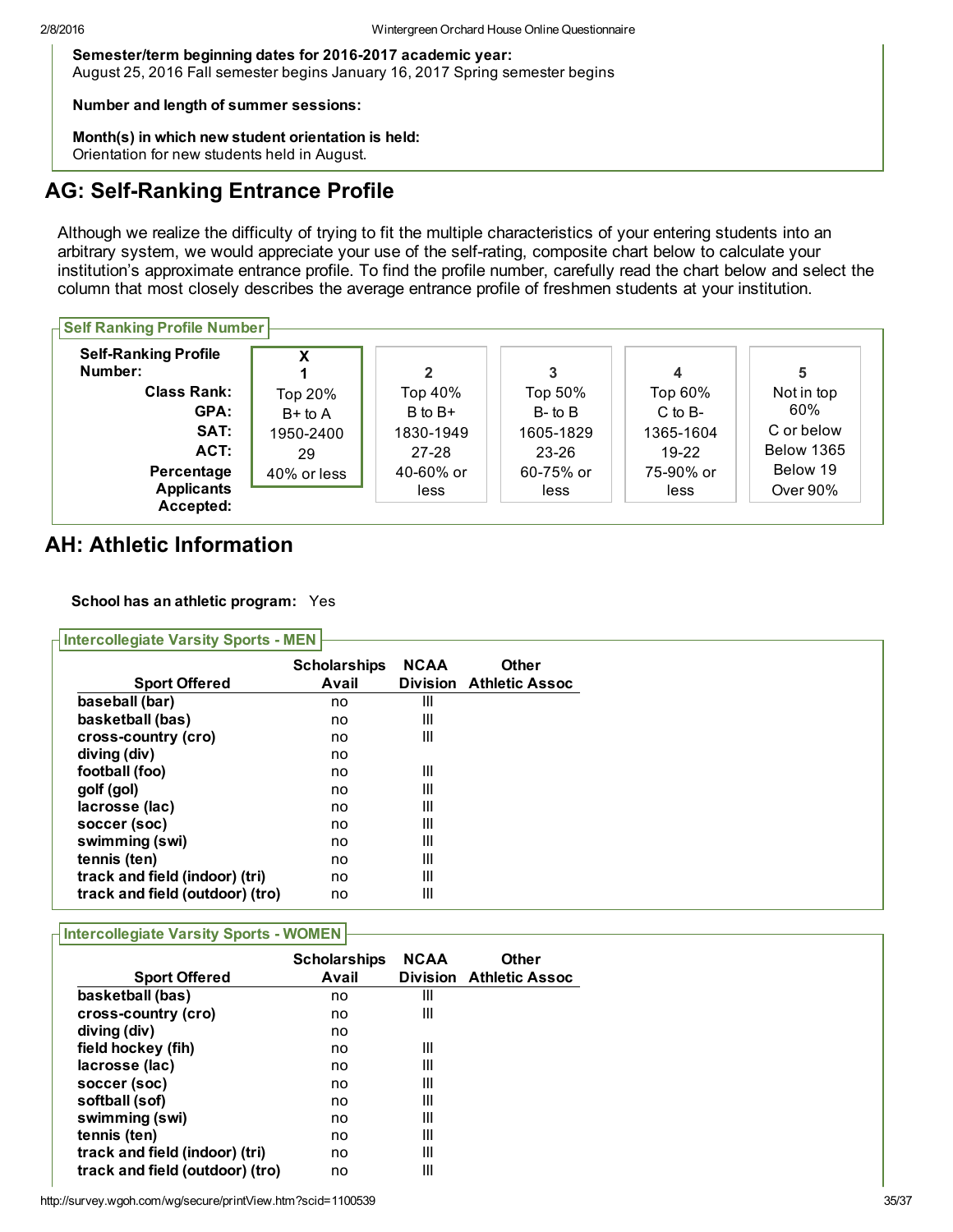**Semester/term beginning dates for 2016-2017 academic year:**
August 25, 2016 Fall semester begins January 16, 2017 Spring semester begins

**Number and length of summer sessions:**

**Month(s) in which new student orientation is held:**
Orientation for new students held in August.

## AG: Self-Ranking Entrance Profile

Although we realize the difficulty of trying to fit the multiple characteristics of your entering students into an arbitrary system, we would appreciate your use of the self-rating, composite chart below to calculate your institution's approximate entrance profile. To find the profile number, carefully read the chart below and select the column that most closely describes the average entrance profile of freshmen students at your institution.

**Self Ranking Profile Number**

| Self-Ranking Profile Number: | X 1 | 2 | 3 | 4 | 5 |
|---|---|---|---|---|---|
| Class Rank: | Top 20% | Top 40% | Top 50% | Top 60% | Not in top 60% |
| GPA: | B+ to A | B to B+ | B- to B | C to B- | C or below |
| SAT: | 1950-2400 | 1830-1949 | 1605-1829 | 1365-1604 | Below 1365 |
| ACT: | 29 | 27-28 | 23-26 | 19-22 | Below 19 |
| Percentage Applicants Accepted: | 40% or less | 40-60% or less | 60-75% or less | 75-90% or less | Over 90% |

## AH: Athletic Information

**School has an athletic program:** Yes

**Intercollegiate Varsity Sports - MEN**

| Sport Offered | Scholarships Avail | NCAA Division | Other Athletic Assoc |
|---|---|---|---|
| **baseball (bar)** | no | III | |
| **basketball (bas)** | no | III | |
| **cross-country (cro)** | no | III | |
| **diving (div)** | no | | |
| **football (foo)** | no | III | |
| **golf (gol)** | no | III | |
| **lacrosse (lac)** | no | III | |
| **soccer (soc)** | no | III | |
| **swimming (swi)** | no | III | |
| **tennis (ten)** | no | III | |
| **track and field (indoor) (tri)** | no | III | |
| **track and field (outdoor) (tro)** | no | III | |

**Intercollegiate Varsity Sports - WOMEN**

| Sport Offered | Scholarships Avail | NCAA Division | Other Athletic Assoc |
|---|---|---|---|
| **basketball (bas)** | no | III | |
| **cross-country (cro)** | no | III | |
| **diving (div)** | no | | |
| **field hockey (fih)** | no | III | |
| **lacrosse (lac)** | no | III | |
| **soccer (soc)** | no | III | |
| **softball (sof)** | no | III | |
| **swimming (swi)** | no | III | |
| **tennis (ten)** | no | III | |
| **track and field (indoor) (tri)** | no | III | |
| **track and field (outdoor) (tro)** | no | III | |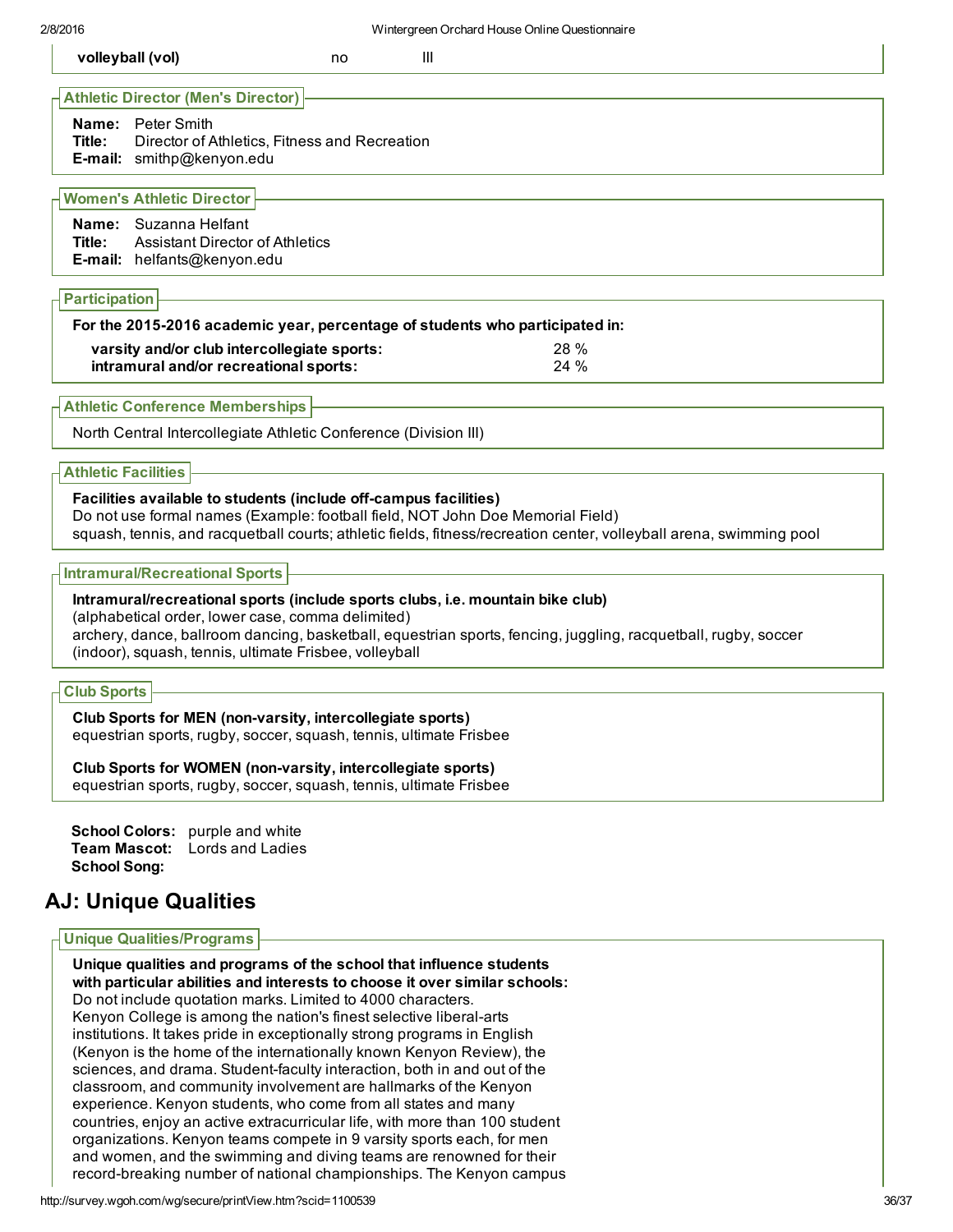| volleyball (vol) | no | III |
|---|---|---|

### Athletic Director (Men's Director)

**Name:** Peter Smith
**Title:** Director of Athletics, Fitness and Recreation
**E-mail:** smithp@kenyon.edu

### Women's Athletic Director

**Name:** Suzanna Helfant
**Title:** Assistant Director of Athletics
**E-mail:** helfants@kenyon.edu

### Participation

**For the 2015-2016 academic year, percentage of students who participated in:**

| | |
|---|---|
| **varsity and/or club intercollegiate sports:** | 28 % |
| **intramural and/or recreational sports:** | 24 % |

### Athletic Conference Memberships

North Central Intercollegiate Athletic Conference (Division III)

### Athletic Facilities

**Facilities available to students (include off-campus facilities)**
Do not use formal names (Example: football field, NOT John Doe Memorial Field)
squash, tennis, and racquetball courts; athletic fields, fitness/recreation center, volleyball arena, swimming pool

### Intramural/Recreational Sports

**Intramural/recreational sports (include sports clubs, i.e. mountain bike club)**
(alphabetical order, lower case, comma delimited)
archery, dance, ballroom dancing, basketball, equestrian sports, fencing, juggling, racquetball, rugby, soccer (indoor), squash, tennis, ultimate Frisbee, volleyball

### Club Sports

**Club Sports for MEN (non-varsity, intercollegiate sports)**
equestrian sports, rugby, soccer, squash, tennis, ultimate Frisbee

**Club Sports for WOMEN (non-varsity, intercollegiate sports)**
equestrian sports, rugby, soccer, squash, tennis, ultimate Frisbee

**School Colors:** purple and white
**Team Mascot:** Lords and Ladies
**School Song:**

## AJ: Unique Qualities

### Unique Qualities/Programs

**Unique qualities and programs of the school that influence students with particular abilities and interests to choose it over similar schools:**
Do not include quotation marks. Limited to 4000 characters.
Kenyon College is among the nation's finest selective liberal-arts institutions. It takes pride in exceptionally strong programs in English (Kenyon is the home of the internationally known Kenyon Review), the sciences, and drama. Student-faculty interaction, both in and out of the classroom, and community involvement are hallmarks of the Kenyon experience. Kenyon students, who come from all states and many countries, enjoy an active extracurricular life, with more than 100 student organizations. Kenyon teams compete in 9 varsity sports each, for men and women, and the swimming and diving teams are renowned for their record-breaking number of national championships. The Kenyon campus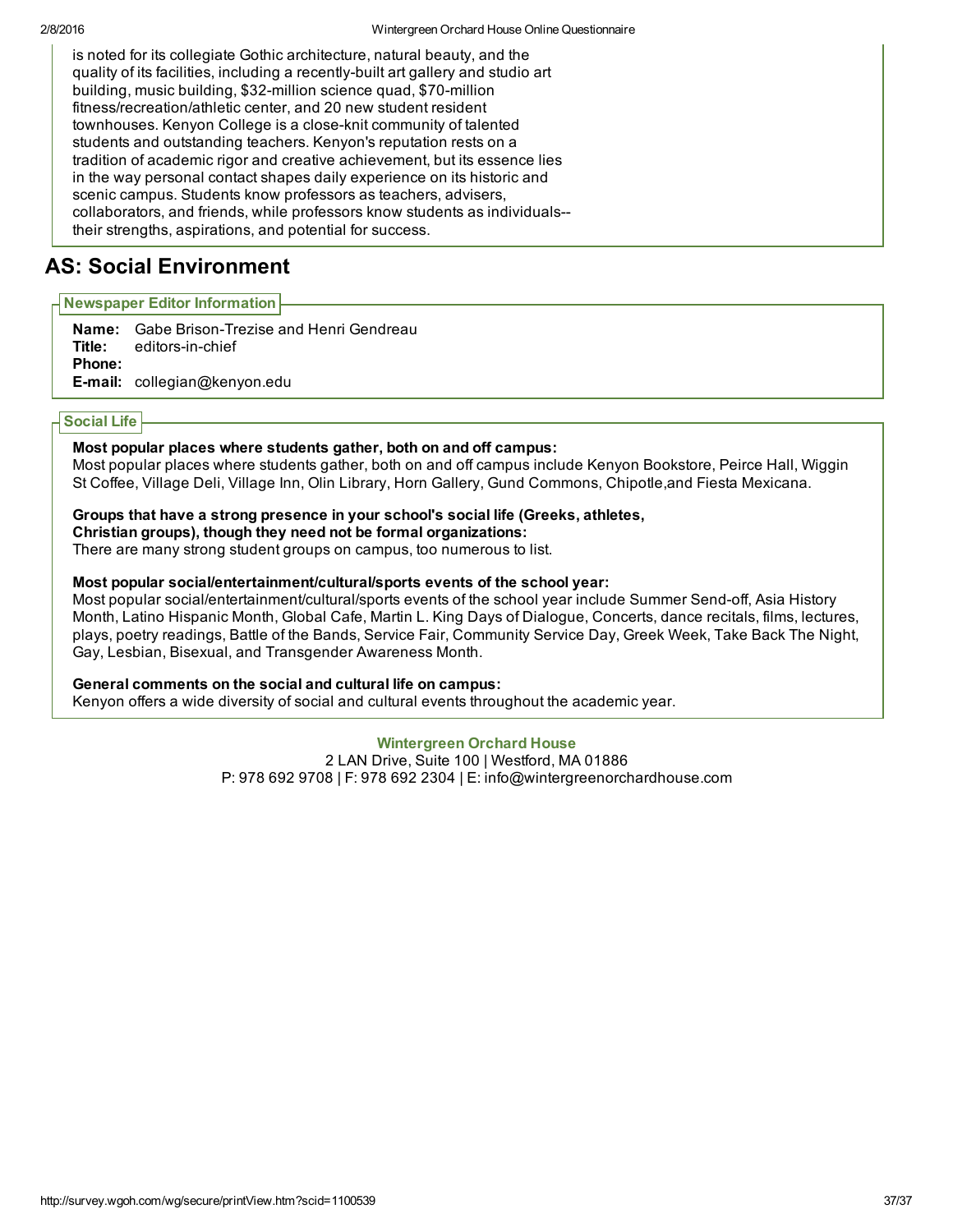is noted for its collegiate Gothic architecture, natural beauty, and the quality of its facilities, including a recently-built art gallery and studio art building, music building, $32-million science quad, $70-million fitness/recreation/athletic center, and 20 new student resident townhouses. Kenyon College is a close-knit community of talented students and outstanding teachers. Kenyon's reputation rests on a tradition of academic rigor and creative achievement, but its essence lies in the way personal contact shapes daily experience on its historic and scenic campus. Students know professors as teachers, advisers, collaborators, and friends, while professors know students as individuals--their strengths, aspirations, and potential for success.

## AS: Social Environment

### Newspaper Editor Information

**Name:** Gabe Brison-Trezise and Henri Gendreau
**Title:** editors-in-chief
**Phone:**
**E-mail:** collegian@kenyon.edu

### Social Life

**Most popular places where students gather, both on and off campus:**
Most popular places where students gather, both on and off campus include Kenyon Bookstore, Peirce Hall, Wiggin St Coffee, Village Deli, Village Inn, Olin Library, Horn Gallery, Gund Commons, Chipotle,and Fiesta Mexicana.

**Groups that have a strong presence in your school's social life (Greeks, athletes, Christian groups), though they need not be formal organizations:**
There are many strong student groups on campus, too numerous to list.

**Most popular social/entertainment/cultural/sports events of the school year:**
Most popular social/entertainment/cultural/sports events of the school year include Summer Send-off, Asia History Month, Latino Hispanic Month, Global Cafe, Martin L. King Days of Dialogue, Concerts, dance recitals, films, lectures, plays, poetry readings, Battle of the Bands, Service Fair, Community Service Day, Greek Week, Take Back The Night, Gay, Lesbian, Bisexual, and Transgender Awareness Month.

**General comments on the social and cultural life on campus:**
Kenyon offers a wide diversity of social and cultural events throughout the academic year.

Wintergreen Orchard House
2 LAN Drive, Suite 100 | Westford, MA 01886
P: 978 692 9708 | F: 978 692 2304 | E: info@wintergreenorchardhouse.com